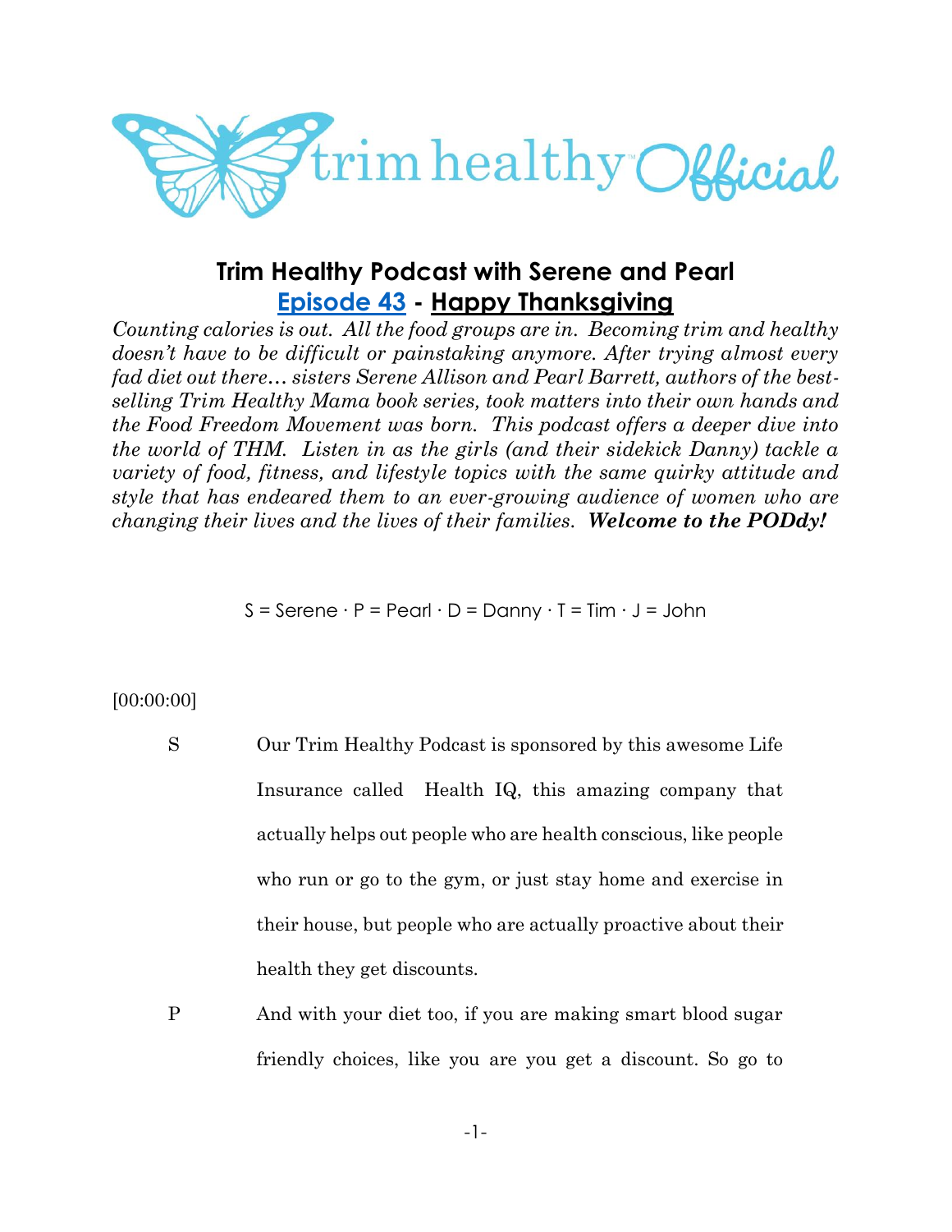# Trim Healthy Podcast with Serene and Pearl

## Episode 43 - Happy Thanksgiving

*Counting calories is out. All the food groups are in. Becoming trim and healthy doesn't have to be difficult or painstaking anymore. After trying almost every fad diet out there… sisters Serene Allison and Pearl Barrett, authors of the best-selling Trim Healthy Mama book series, took matters into their own hands and the Food Freedom Movement was born. This podcast offers a deeper dive into the world of THM. Listen in as the girls (and their sidekick Danny) tackle a variety of food, fitness, and lifestyle topics with the same quirky attitude and style that has endeared them to an ever-growing audience of women who are changing their lives and the lives of their families.* ***Welcome to the PODdy!***

S = Serene · P = Pearl · D = Danny · T = Tim · J = John

[00:00:00]

S Our Trim Healthy Podcast is sponsored by this awesome Life Insurance called Health IQ, this amazing company that actually helps out people who are health conscious, like people who run or go to the gym, or just stay home and exercise in their house, but people who are actually proactive about their health they get discounts.

P And with your diet too, if you are making smart blood sugar friendly choices, like you are you get a discount. So go to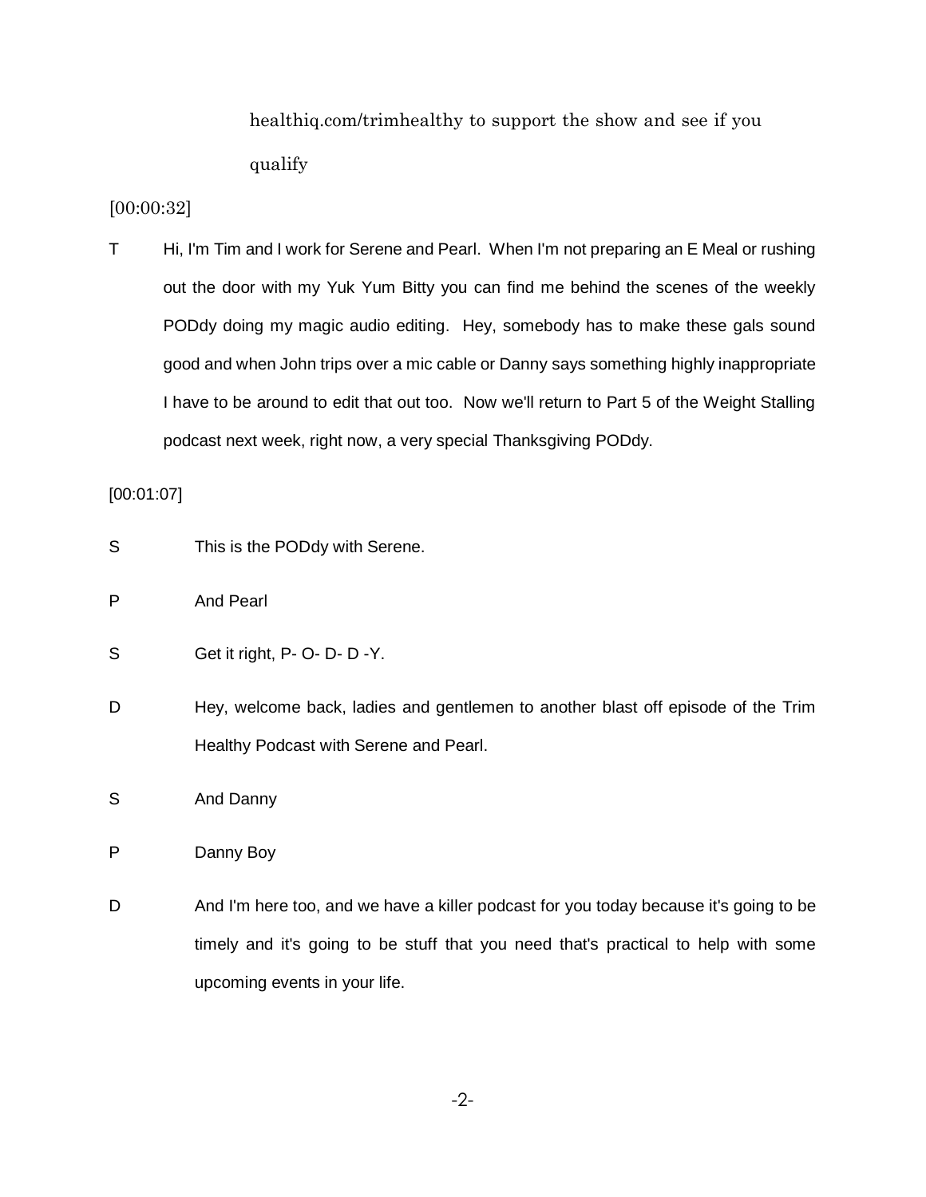healthiq.com/trimhealthy to support the show and see if you qualify

[00:00:32]

T Hi, I'm Tim and I work for Serene and Pearl. When I'm not preparing an E Meal or rushing out the door with my Yuk Yum Bitty you can find me behind the scenes of the weekly PODdy doing my magic audio editing. Hey, somebody has to make these gals sound good and when John trips over a mic cable or Danny says something highly inappropriate I have to be around to edit that out too. Now we'll return to Part 5 of the Weight Stalling podcast next week, right now, a very special Thanksgiving PODdy.

[00:01:07]

S This is the PODdy with Serene.

P And Pearl

S Get it right, P- O- D- D -Y.

D Hey, welcome back, ladies and gentlemen to another blast off episode of the Trim Healthy Podcast with Serene and Pearl.

S And Danny

P Danny Boy

D And I'm here too, and we have a killer podcast for you today because it's going to be timely and it's going to be stuff that you need that's practical to help with some upcoming events in your life.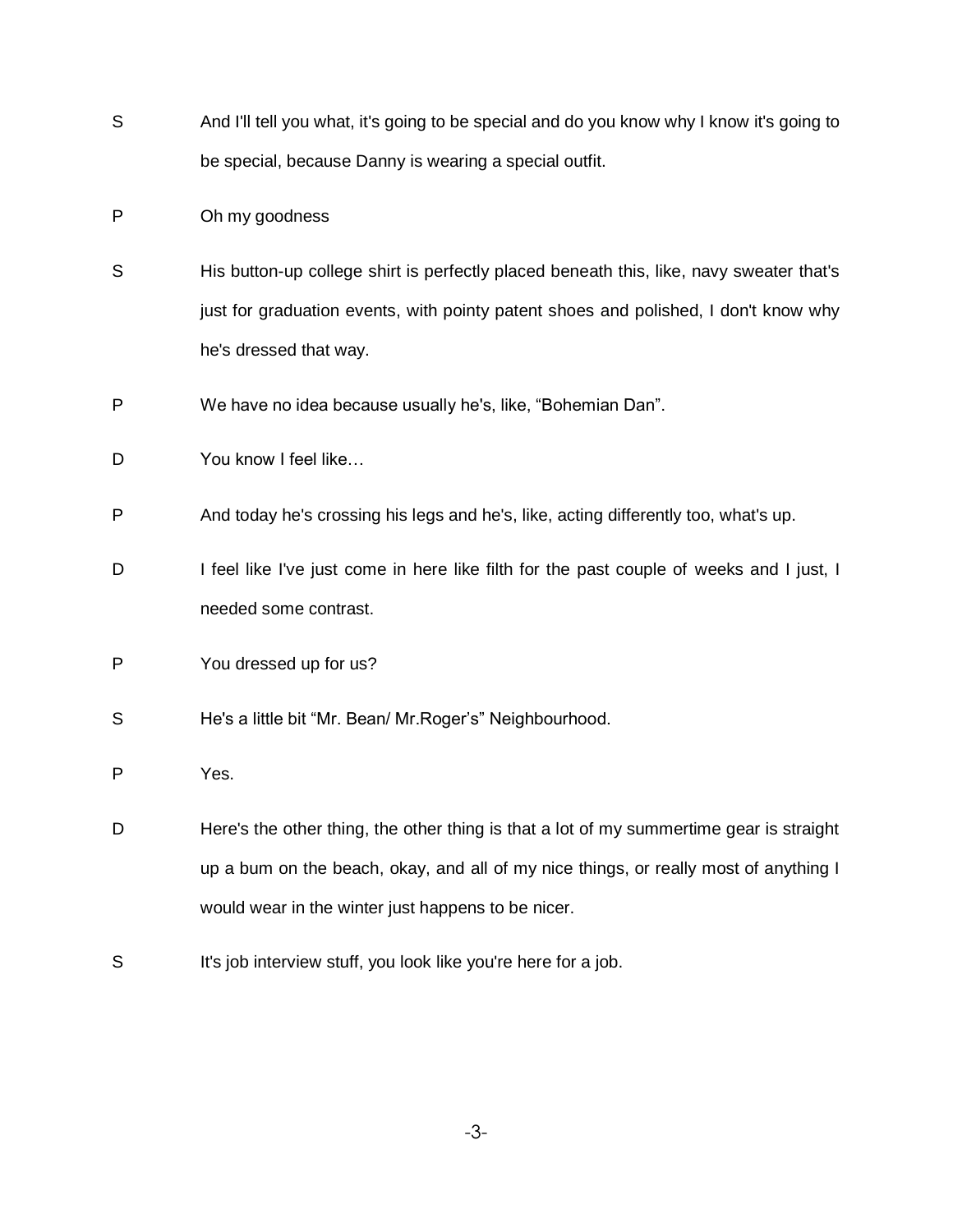S And I'll tell you what, it's going to be special and do you know why I know it's going to be special, because Danny is wearing a special outfit.

P Oh my goodness

S His button-up college shirt is perfectly placed beneath this, like, navy sweater that's just for graduation events, with pointy patent shoes and polished, I don't know why he's dressed that way.

P We have no idea because usually he's, like, "Bohemian Dan".

D You know I feel like…

P And today he's crossing his legs and he's, like, acting differently too, what's up.

D I feel like I've just come in here like filth for the past couple of weeks and I just, I needed some contrast.

P You dressed up for us?

S He's a little bit "Mr. Bean/ Mr.Roger's" Neighbourhood.

P Yes.

D Here's the other thing, the other thing is that a lot of my summertime gear is straight up a bum on the beach, okay, and all of my nice things, or really most of anything I would wear in the winter just happens to be nicer.

S It's job interview stuff, you look like you're here for a job.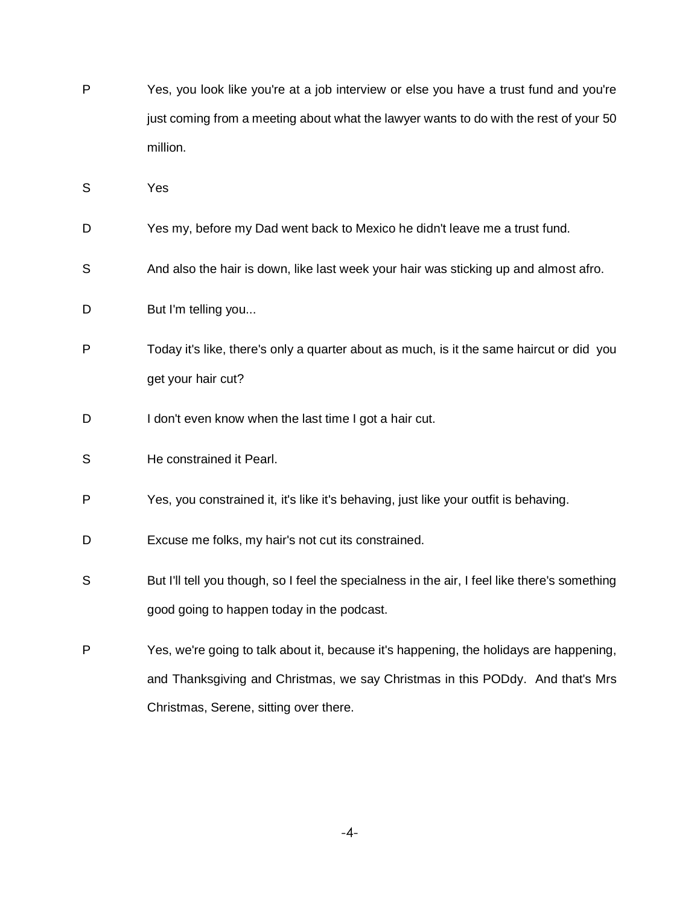P Yes, you look like you're at a job interview or else you have a trust fund and you're just coming from a meeting about what the lawyer wants to do with the rest of your 50 million.

S Yes

D Yes my, before my Dad went back to Mexico he didn't leave me a trust fund.

S And also the hair is down, like last week your hair was sticking up and almost afro.

D But I'm telling you...

P Today it's like, there's only a quarter about as much, is it the same haircut or did you get your hair cut?

D I don't even know when the last time I got a hair cut.

S He constrained it Pearl.

P Yes, you constrained it, it's like it's behaving, just like your outfit is behaving.

D Excuse me folks, my hair's not cut its constrained.

S But I'll tell you though, so I feel the specialness in the air, I feel like there's something good going to happen today in the podcast.

P Yes, we're going to talk about it, because it's happening, the holidays are happening, and Thanksgiving and Christmas, we say Christmas in this PODdy. And that's Mrs Christmas, Serene, sitting over there.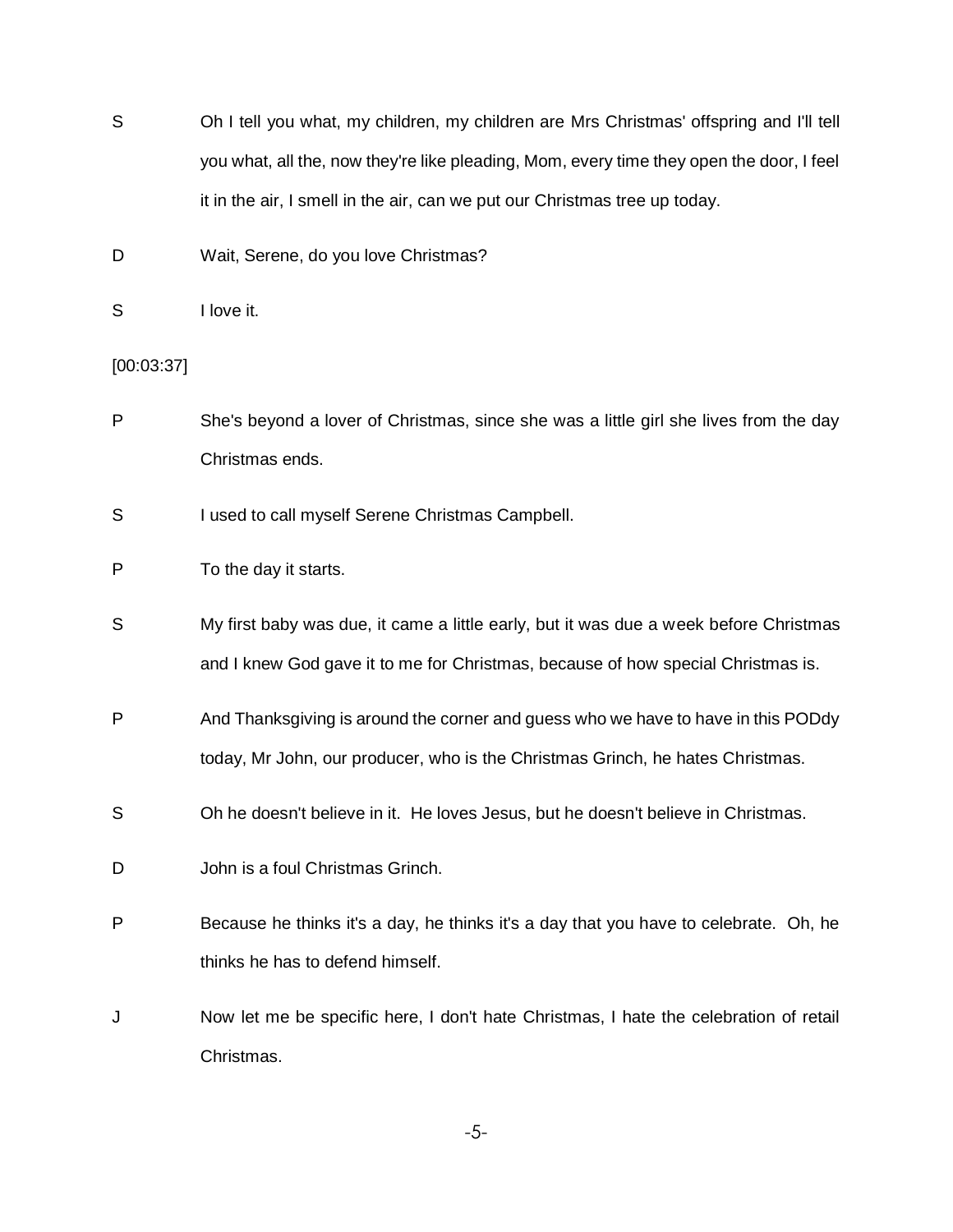S Oh I tell you what, my children, my children are Mrs Christmas' offspring and I'll tell you what, all the, now they're like pleading, Mom, every time they open the door, I feel it in the air, I smell in the air, can we put our Christmas tree up today.

D Wait, Serene, do you love Christmas?

S I love it.

[00:03:37]

P She's beyond a lover of Christmas, since she was a little girl she lives from the day Christmas ends.

S I used to call myself Serene Christmas Campbell.

P To the day it starts.

S My first baby was due, it came a little early, but it was due a week before Christmas and I knew God gave it to me for Christmas, because of how special Christmas is.

P And Thanksgiving is around the corner and guess who we have to have in this PODdy today, Mr John, our producer, who is the Christmas Grinch, he hates Christmas.

S Oh he doesn't believe in it. He loves Jesus, but he doesn't believe in Christmas.

D John is a foul Christmas Grinch.

P Because he thinks it's a day, he thinks it's a day that you have to celebrate. Oh, he thinks he has to defend himself.

J Now let me be specific here, I don't hate Christmas, I hate the celebration of retail Christmas.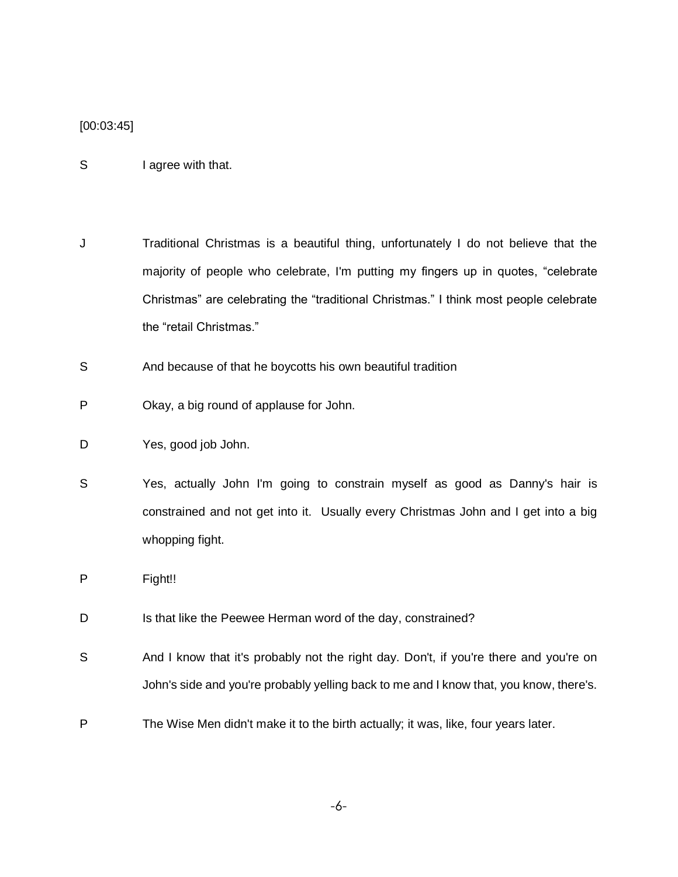[00:03:45]

S I agree with that.

J Traditional Christmas is a beautiful thing, unfortunately I do not believe that the majority of people who celebrate, I'm putting my fingers up in quotes, "celebrate Christmas" are celebrating the "traditional Christmas." I think most people celebrate the "retail Christmas."

S And because of that he boycotts his own beautiful tradition

P Okay, a big round of applause for John.

D Yes, good job John.

S Yes, actually John I'm going to constrain myself as good as Danny's hair is constrained and not get into it. Usually every Christmas John and I get into a big whopping fight.

P Fight!!

D Is that like the Peewee Herman word of the day, constrained?

S And I know that it's probably not the right day. Don't, if you're there and you're on John's side and you're probably yelling back to me and I know that, you know, there's.

P The Wise Men didn't make it to the birth actually; it was, like, four years later.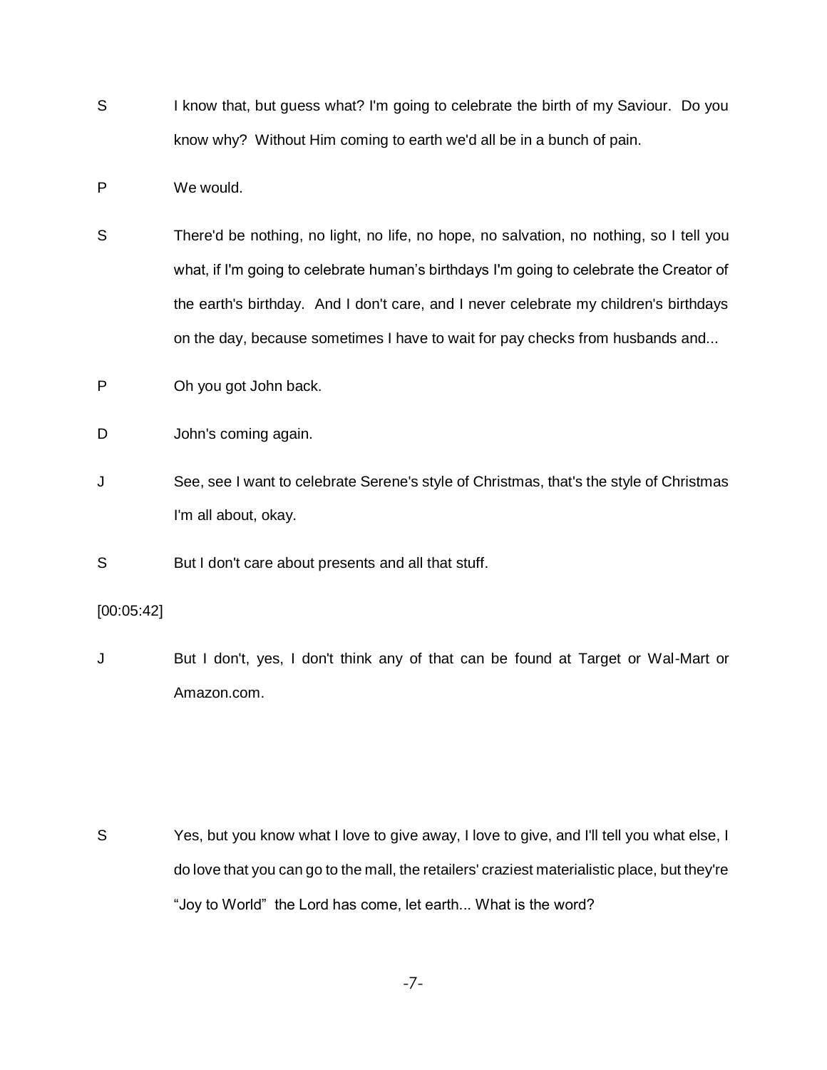S I know that, but guess what? I'm going to celebrate the birth of my Saviour. Do you know why? Without Him coming to earth we'd all be in a bunch of pain.

P We would.

S There'd be nothing, no light, no life, no hope, no salvation, no nothing, so I tell you what, if I'm going to celebrate human's birthdays I'm going to celebrate the Creator of the earth's birthday. And I don't care, and I never celebrate my children's birthdays on the day, because sometimes I have to wait for pay checks from husbands and...

P Oh you got John back.

D John's coming again.

J See, see I want to celebrate Serene's style of Christmas, that's the style of Christmas I'm all about, okay.

S But I don't care about presents and all that stuff.

[00:05:42]

J But I don't, yes, I don't think any of that can be found at Target or Wal-Mart or Amazon.com.

S Yes, but you know what I love to give away, I love to give, and I'll tell you what else, I do love that you can go to the mall, the retailers' craziest materialistic place, but they're "Joy to World" the Lord has come, let earth... What is the word?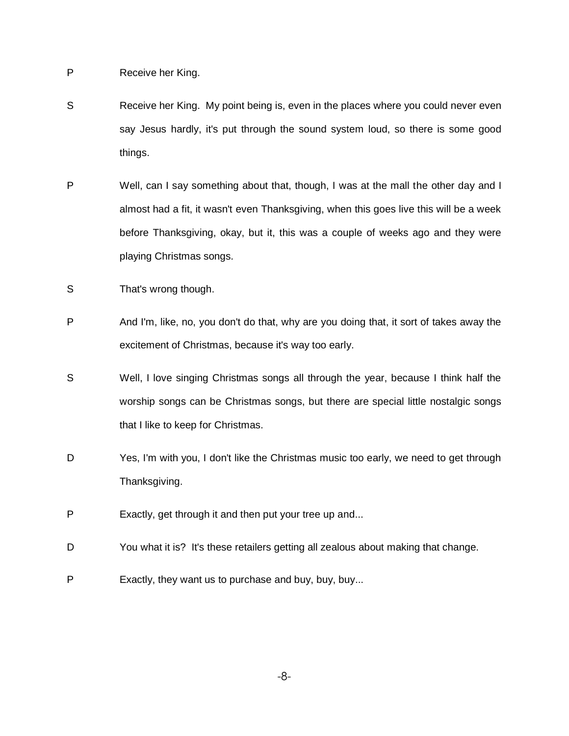P Receive her King.

S Receive her King. My point being is, even in the places where you could never even say Jesus hardly, it's put through the sound system loud, so there is some good things.

P Well, can I say something about that, though, I was at the mall the other day and I almost had a fit, it wasn't even Thanksgiving, when this goes live this will be a week before Thanksgiving, okay, but it, this was a couple of weeks ago and they were playing Christmas songs.

S That's wrong though.

P And I'm, like, no, you don't do that, why are you doing that, it sort of takes away the excitement of Christmas, because it's way too early.

S Well, I love singing Christmas songs all through the year, because I think half the worship songs can be Christmas songs, but there are special little nostalgic songs that I like to keep for Christmas.

D Yes, I'm with you, I don't like the Christmas music too early, we need to get through Thanksgiving.

P Exactly, get through it and then put your tree up and...

D You what it is? It's these retailers getting all zealous about making that change.

P Exactly, they want us to purchase and buy, buy, buy...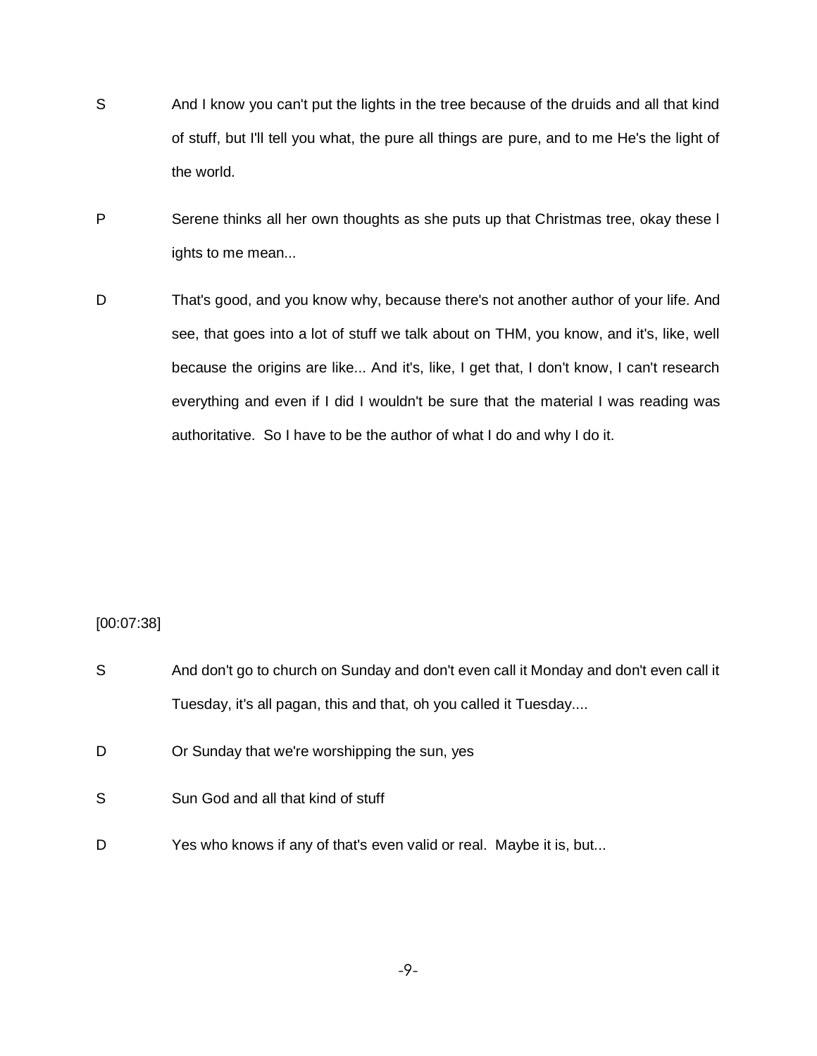S And I know you can't put the lights in the tree because of the druids and all that kind of stuff, but I'll tell you what, the pure all things are pure, and to me He's the light of the world.

P Serene thinks all her own thoughts as she puts up that Christmas tree, okay these l ights to me mean...

D That's good, and you know why, because there's not another author of your life. And see, that goes into a lot of stuff we talk about on THM, you know, and it's, like, well because the origins are like... And it's, like, I get that, I don't know, I can't research everything and even if I did I wouldn't be sure that the material I was reading was authoritative. So I have to be the author of what I do and why I do it.

[00:07:38]

S And don't go to church on Sunday and don't even call it Monday and don't even call it Tuesday, it's all pagan, this and that, oh you called it Tuesday....

D Or Sunday that we're worshipping the sun, yes

S Sun God and all that kind of stuff

D Yes who knows if any of that's even valid or real. Maybe it is, but...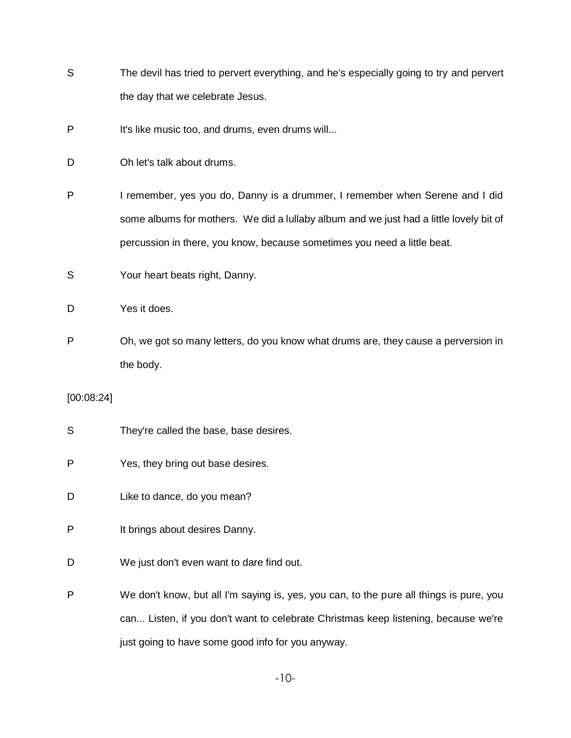S The devil has tried to pervert everything, and he's especially going to try and pervert the day that we celebrate Jesus.

P It's like music too, and drums, even drums will...

D Oh let's talk about drums.

P I remember, yes you do, Danny is a drummer, I remember when Serene and I did some albums for mothers. We did a lullaby album and we just had a little lovely bit of percussion in there, you know, because sometimes you need a little beat.

S Your heart beats right, Danny.

D Yes it does.

P Oh, we got so many letters, do you know what drums are, they cause a perversion in the body.

[00:08:24]

S They're called the base, base desires.

P Yes, they bring out base desires.

D Like to dance, do you mean?

P It brings about desires Danny.

D We just don't even want to dare find out.

P We don't know, but all I'm saying is, yes, you can, to the pure all things is pure, you can... Listen, if you don't want to celebrate Christmas keep listening, because we're just going to have some good info for you anyway.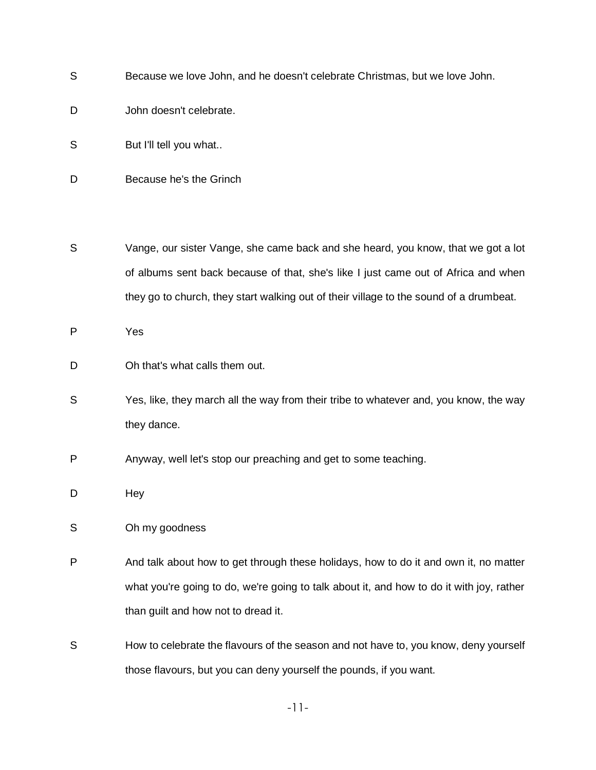S Because we love John, and he doesn't celebrate Christmas, but we love John.

D John doesn't celebrate.

S But I'll tell you what..

D Because he's the Grinch

S Vange, our sister Vange, she came back and she heard, you know, that we got a lot of albums sent back because of that, she's like I just came out of Africa and when they go to church, they start walking out of their village to the sound of a drumbeat.

P Yes

D Oh that's what calls them out.

S Yes, like, they march all the way from their tribe to whatever and, you know, the way they dance.

P Anyway, well let's stop our preaching and get to some teaching.

D Hey

S Oh my goodness

P And talk about how to get through these holidays, how to do it and own it, no matter what you're going to do, we're going to talk about it, and how to do it with joy, rather than guilt and how not to dread it.

S How to celebrate the flavours of the season and not have to, you know, deny yourself those flavours, but you can deny yourself the pounds, if you want.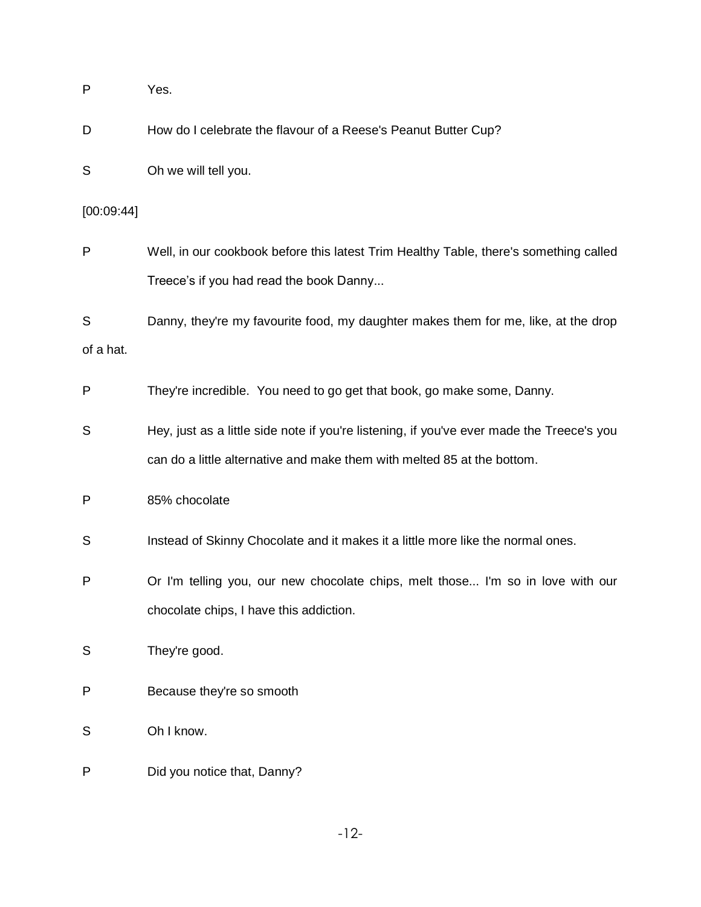P Yes.

D How do I celebrate the flavour of a Reese's Peanut Butter Cup?

S Oh we will tell you.

[00:09:44]

P Well, in our cookbook before this latest Trim Healthy Table, there's something called Treece's if you had read the book Danny...

S Danny, they're my favourite food, my daughter makes them for me, like, at the drop of a hat.

P They're incredible. You need to go get that book, go make some, Danny.

S Hey, just as a little side note if you're listening, if you've ever made the Treece's you can do a little alternative and make them with melted 85 at the bottom.

P 85% chocolate

S Instead of Skinny Chocolate and it makes it a little more like the normal ones.

P Or I'm telling you, our new chocolate chips, melt those... I'm so in love with our chocolate chips, I have this addiction.

S They're good.

P Because they're so smooth

S Oh I know.

P Did you notice that, Danny?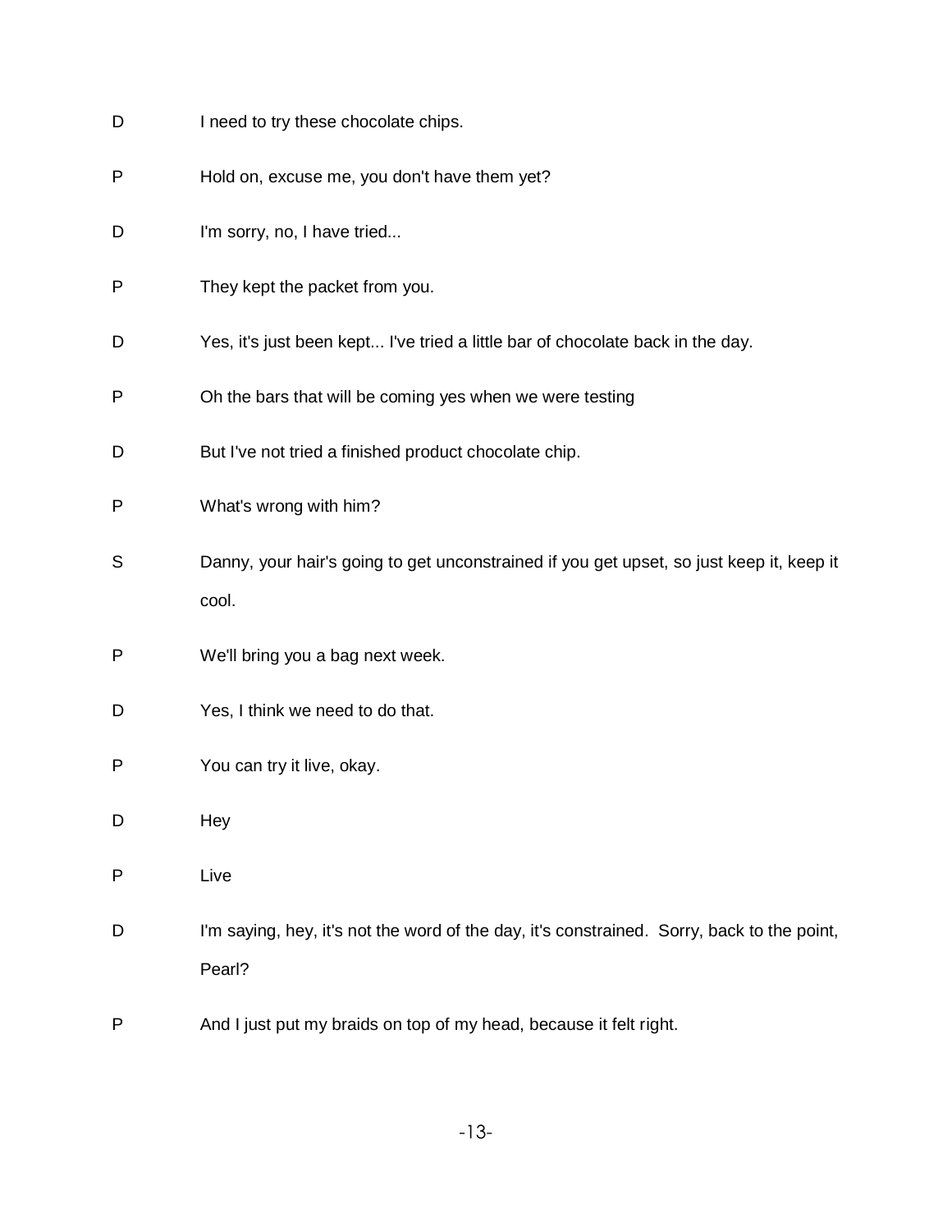D I need to try these chocolate chips.

P Hold on, excuse me, you don't have them yet?

D I'm sorry, no, I have tried...

P They kept the packet from you.

D Yes, it's just been kept... I've tried a little bar of chocolate back in the day.

P Oh the bars that will be coming yes when we were testing

D But I've not tried a finished product chocolate chip.

P What's wrong with him?

S Danny, your hair's going to get unconstrained if you get upset, so just keep it, keep it cool.

P We'll bring you a bag next week.

D Yes, I think we need to do that.

P You can try it live, okay.

D Hey

P Live

D I'm saying, hey, it's not the word of the day, it's constrained. Sorry, back to the point, Pearl?

P And I just put my braids on top of my head, because it felt right.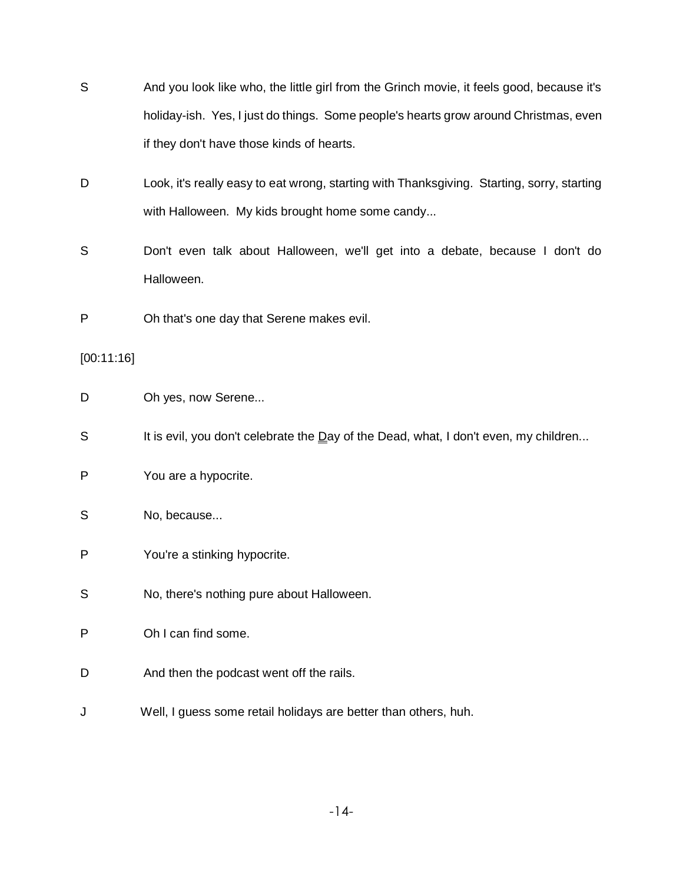S And you look like who, the little girl from the Grinch movie, it feels good, because it's holiday-ish. Yes, I just do things. Some people's hearts grow around Christmas, even if they don't have those kinds of hearts.

D Look, it's really easy to eat wrong, starting with Thanksgiving. Starting, sorry, starting with Halloween. My kids brought home some candy...

S Don't even talk about Halloween, we'll get into a debate, because I don't do Halloween.

P Oh that's one day that Serene makes evil.

[00:11:16]

D Oh yes, now Serene...

S It is evil, you don't celebrate the Day of the Dead, what, I don't even, my children...

P You are a hypocrite.

S No, because...

P You're a stinking hypocrite.

S No, there's nothing pure about Halloween.

P Oh I can find some.

D And then the podcast went off the rails.

J Well, I guess some retail holidays are better than others, huh.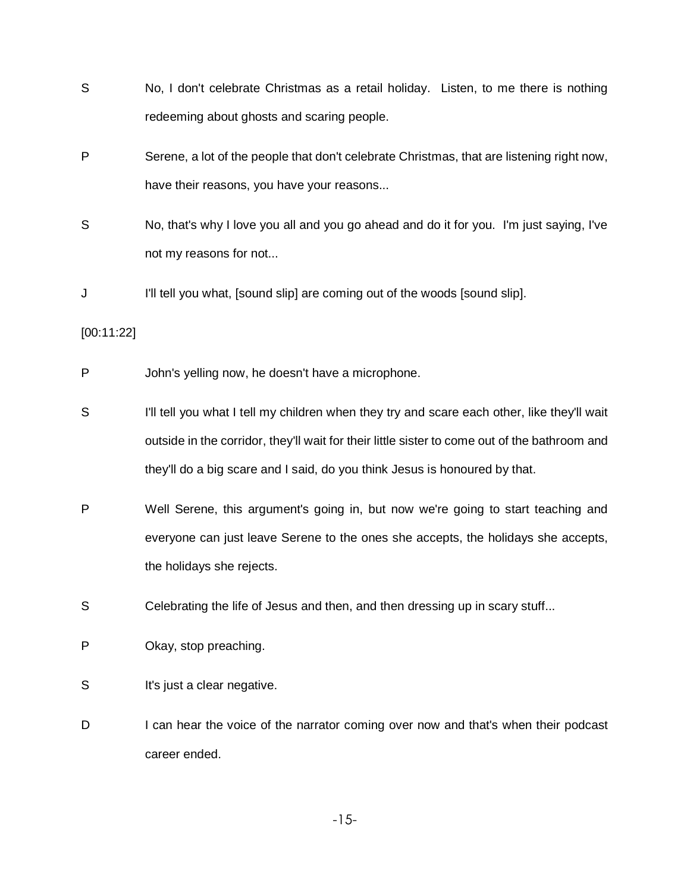S No, I don't celebrate Christmas as a retail holiday. Listen, to me there is nothing redeeming about ghosts and scaring people.

P Serene, a lot of the people that don't celebrate Christmas, that are listening right now, have their reasons, you have your reasons...

S No, that's why I love you all and you go ahead and do it for you. I'm just saying, I've not my reasons for not...

J I'll tell you what, [sound slip] are coming out of the woods [sound slip].

[00:11:22]

P John's yelling now, he doesn't have a microphone.

S I'll tell you what I tell my children when they try and scare each other, like they'll wait outside in the corridor, they'll wait for their little sister to come out of the bathroom and they'll do a big scare and I said, do you think Jesus is honoured by that.

P Well Serene, this argument's going in, but now we're going to start teaching and everyone can just leave Serene to the ones she accepts, the holidays she accepts, the holidays she rejects.

S Celebrating the life of Jesus and then, and then dressing up in scary stuff...

P Okay, stop preaching.

S It's just a clear negative.

D I can hear the voice of the narrator coming over now and that's when their podcast career ended.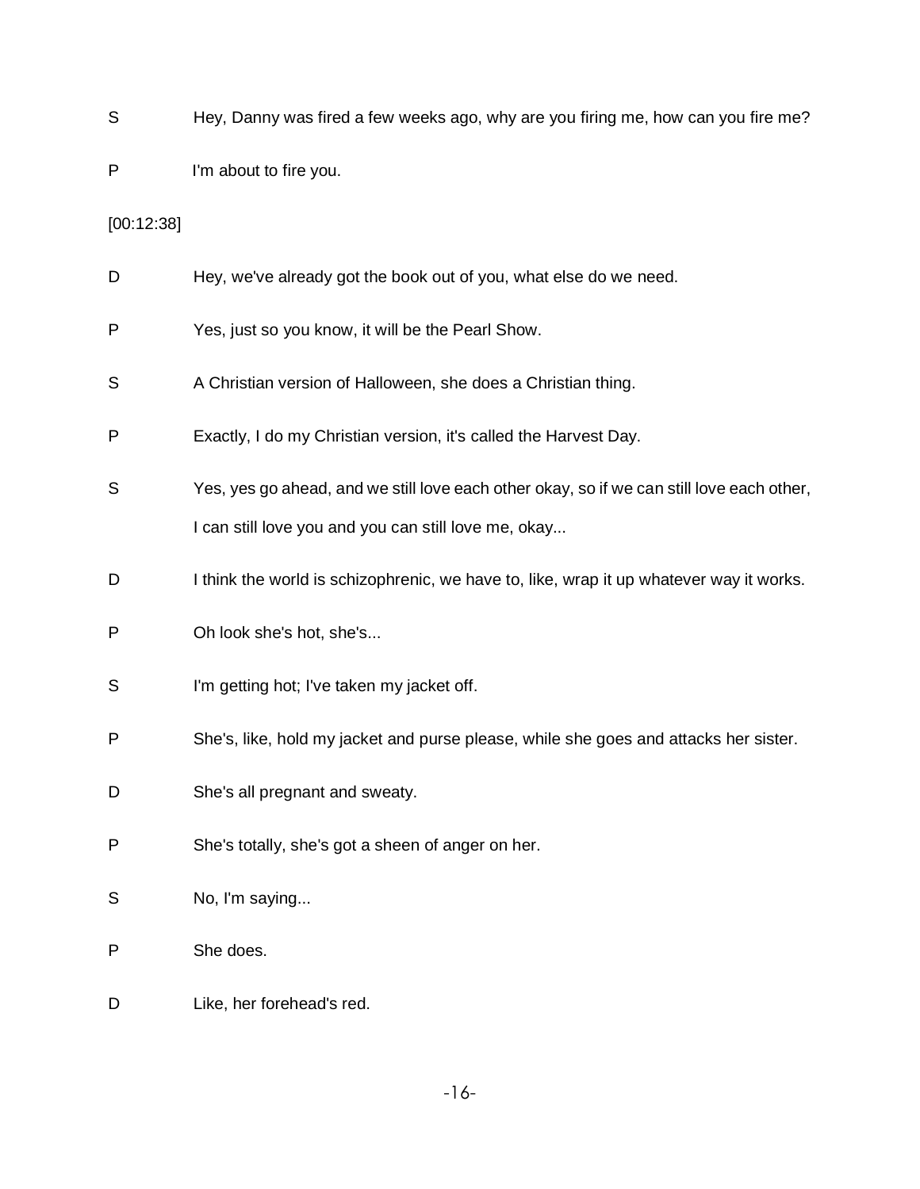S	Hey, Danny was fired a few weeks ago, why are you firing me, how can you fire me?

P	I'm about to fire you.

[00:12:38]

D	Hey, we've already got the book out of you, what else do we need.

P	Yes, just so you know, it will be the Pearl Show.

S	A Christian version of Halloween, she does a Christian thing.

P	Exactly, I do my Christian version, it's called the Harvest Day.

S	Yes, yes go ahead, and we still love each other okay, so if we can still love each other, I can still love you and you can still love me, okay...

D	I think the world is schizophrenic, we have to, like, wrap it up whatever way it works.

P	Oh look she's hot, she's...

S	I'm getting hot; I've taken my jacket off.

P	She's, like, hold my jacket and purse please, while she goes and attacks her sister.

D	She's all pregnant and sweaty.

P	She's totally, she's got a sheen of anger on her.

S	No, I'm saying...

P	She does.

D	Like, her forehead's red.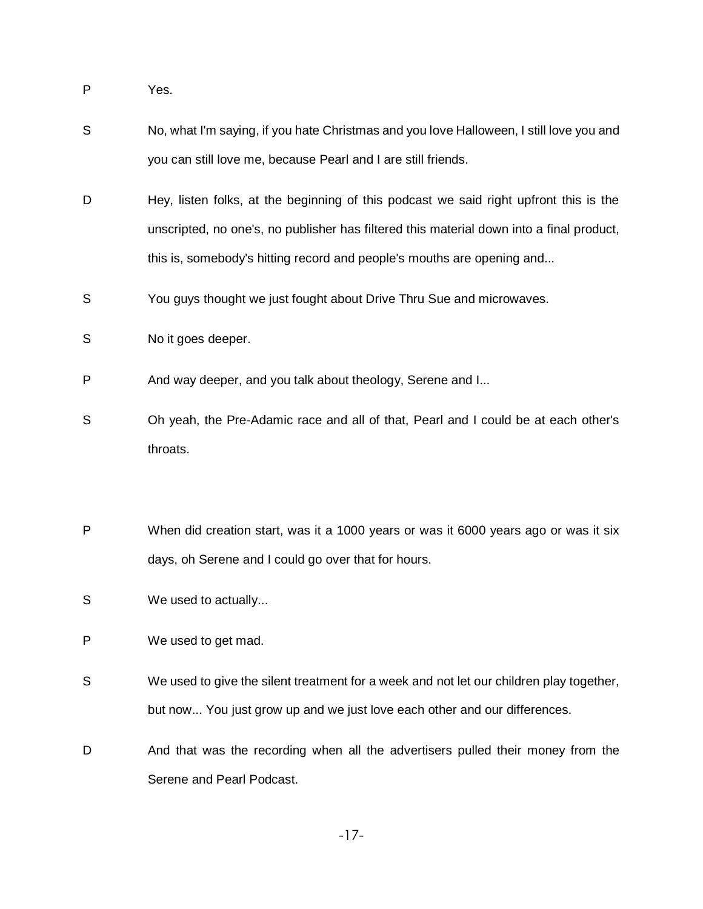P Yes.

S No, what I'm saying, if you hate Christmas and you love Halloween, I still love you and you can still love me, because Pearl and I are still friends.

D Hey, listen folks, at the beginning of this podcast we said right upfront this is the unscripted, no one's, no publisher has filtered this material down into a final product, this is, somebody's hitting record and people's mouths are opening and...

S You guys thought we just fought about Drive Thru Sue and microwaves.

S No it goes deeper.

P And way deeper, and you talk about theology, Serene and I...

S Oh yeah, the Pre-Adamic race and all of that, Pearl and I could be at each other's throats.

P When did creation start, was it a 1000 years or was it 6000 years ago or was it six days, oh Serene and I could go over that for hours.

S We used to actually...

P We used to get mad.

S We used to give the silent treatment for a week and not let our children play together, but now... You just grow up and we just love each other and our differences.

D And that was the recording when all the advertisers pulled their money from the Serene and Pearl Podcast.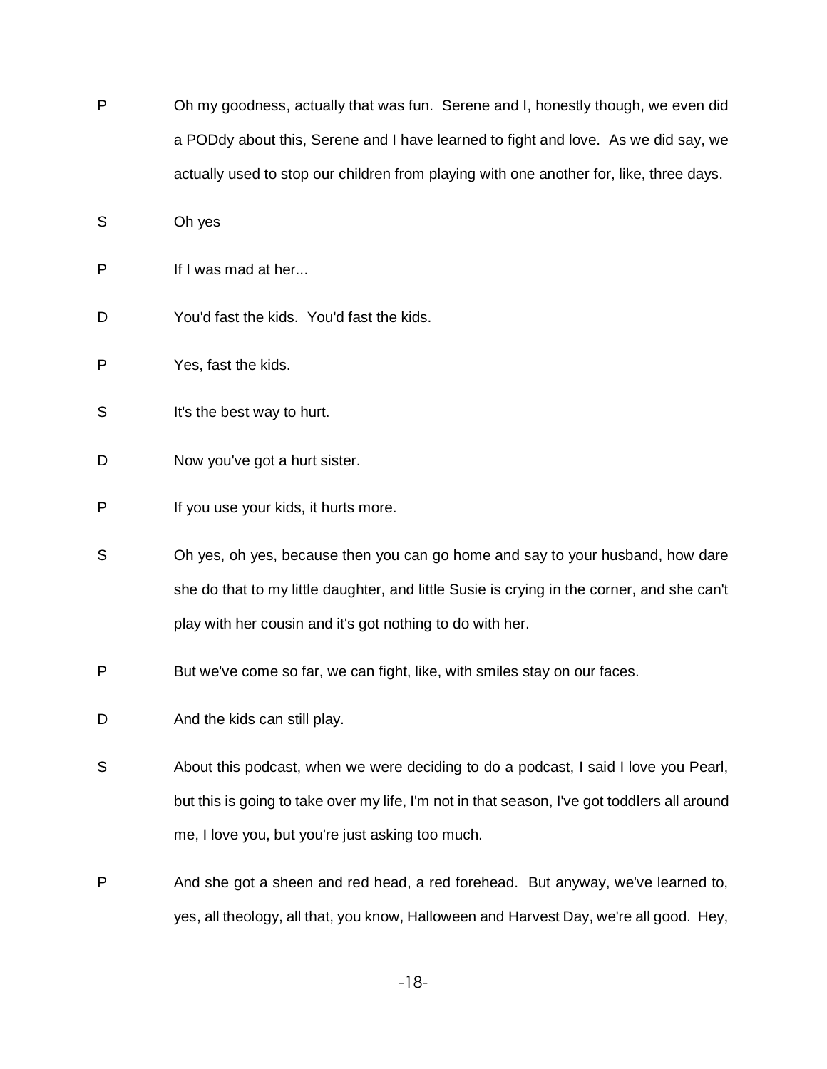P Oh my goodness, actually that was fun. Serene and I, honestly though, we even did a PODdy about this, Serene and I have learned to fight and love. As we did say, we actually used to stop our children from playing with one another for, like, three days.

S Oh yes

P If I was mad at her...

D You'd fast the kids. You'd fast the kids.

P Yes, fast the kids.

S It's the best way to hurt.

D Now you've got a hurt sister.

P If you use your kids, it hurts more.

S Oh yes, oh yes, because then you can go home and say to your husband, how dare she do that to my little daughter, and little Susie is crying in the corner, and she can't play with her cousin and it's got nothing to do with her.

P But we've come so far, we can fight, like, with smiles stay on our faces.

D And the kids can still play.

S About this podcast, when we were deciding to do a podcast, I said I love you Pearl, but this is going to take over my life, I'm not in that season, I've got toddlers all around me, I love you, but you're just asking too much.

P And she got a sheen and red head, a red forehead. But anyway, we've learned to, yes, all theology, all that, you know, Halloween and Harvest Day, we're all good. Hey,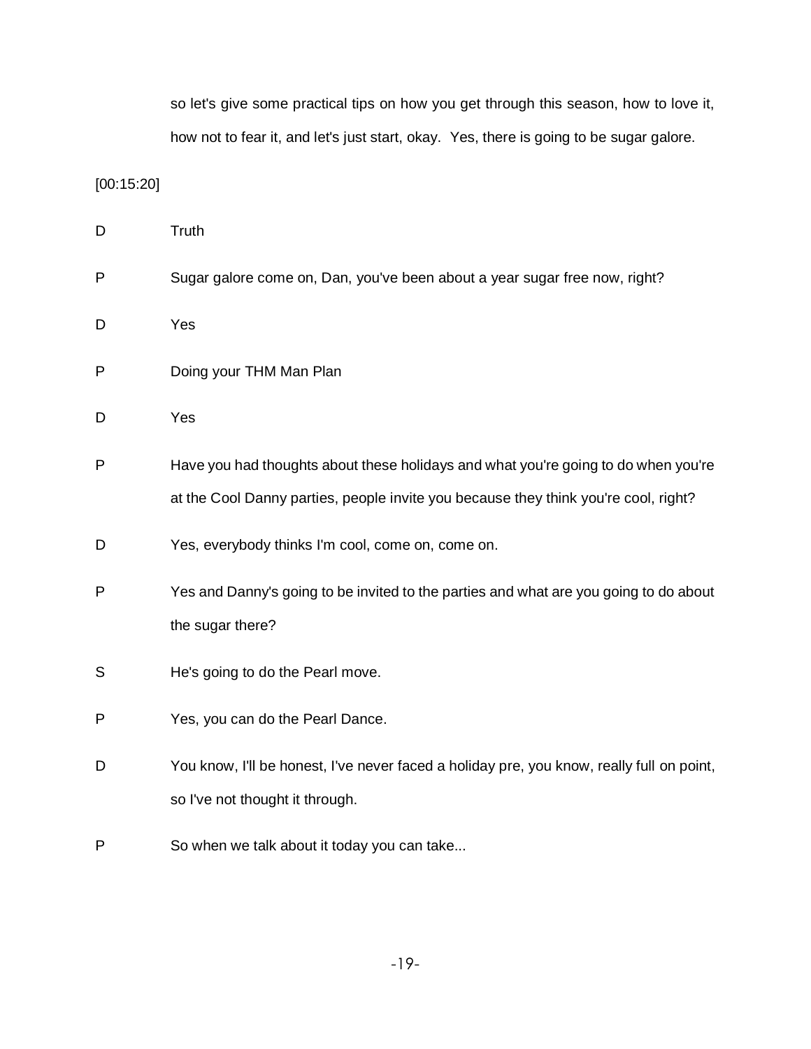so let's give some practical tips on how you get through this season, how to love it, how not to fear it, and let's just start, okay. Yes, there is going to be sugar galore.

[00:15:20]

D Truth

P Sugar galore come on, Dan, you've been about a year sugar free now, right?

D Yes

P Doing your THM Man Plan

D Yes

P Have you had thoughts about these holidays and what you're going to do when you're at the Cool Danny parties, people invite you because they think you're cool, right?

D Yes, everybody thinks I'm cool, come on, come on.

P Yes and Danny's going to be invited to the parties and what are you going to do about the sugar there?

S He's going to do the Pearl move.

P Yes, you can do the Pearl Dance.

D You know, I'll be honest, I've never faced a holiday pre, you know, really full on point, so I've not thought it through.

P So when we talk about it today you can take...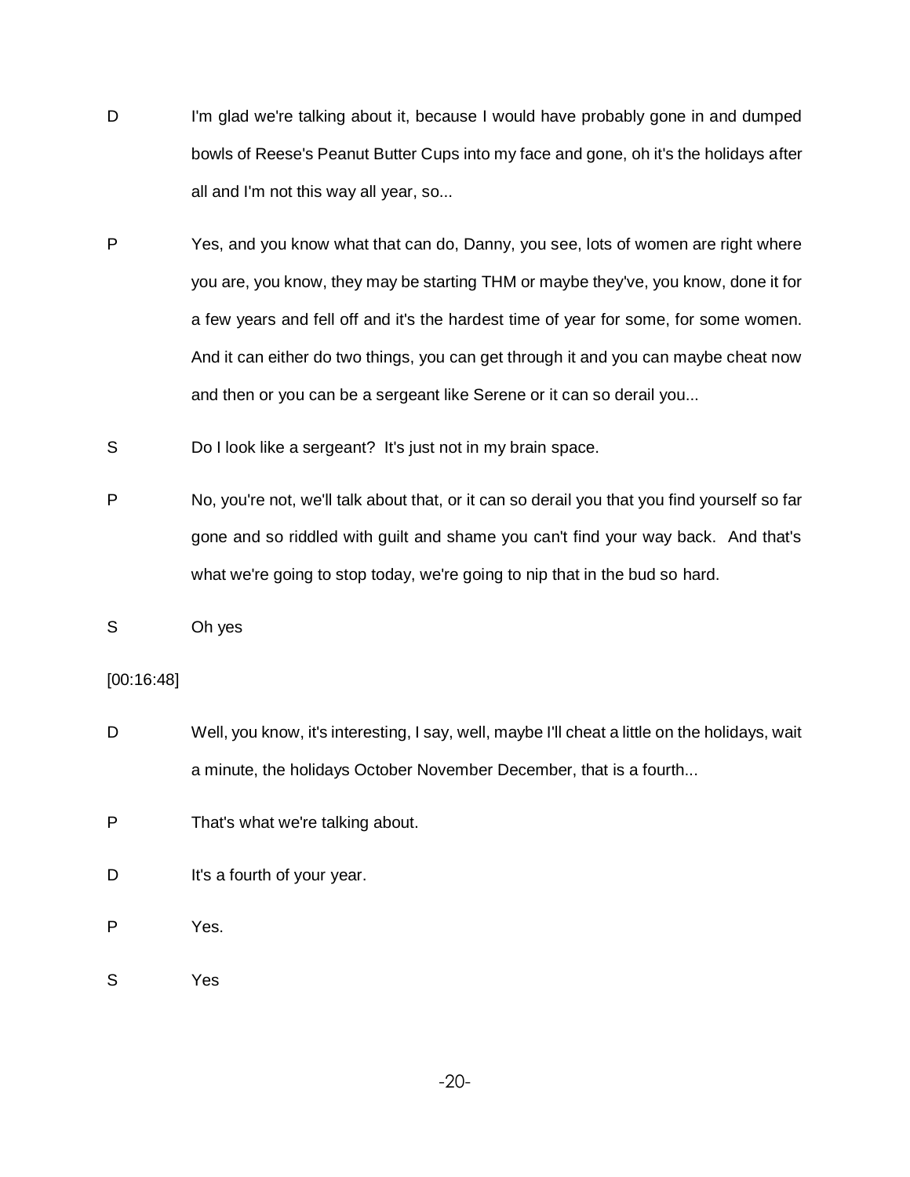D I'm glad we're talking about it, because I would have probably gone in and dumped bowls of Reese's Peanut Butter Cups into my face and gone, oh it's the holidays after all and I'm not this way all year, so...

P Yes, and you know what that can do, Danny, you see, lots of women are right where you are, you know, they may be starting THM or maybe they've, you know, done it for a few years and fell off and it's the hardest time of year for some, for some women. And it can either do two things, you can get through it and you can maybe cheat now and then or you can be a sergeant like Serene or it can so derail you...

S Do I look like a sergeant? It's just not in my brain space.

P No, you're not, we'll talk about that, or it can so derail you that you find yourself so far gone and so riddled with guilt and shame you can't find your way back. And that's what we're going to stop today, we're going to nip that in the bud so hard.

S Oh yes

[00:16:48]

D Well, you know, it's interesting, I say, well, maybe I'll cheat a little on the holidays, wait a minute, the holidays October November December, that is a fourth...

P That's what we're talking about.

D It's a fourth of your year.

P Yes.

S Yes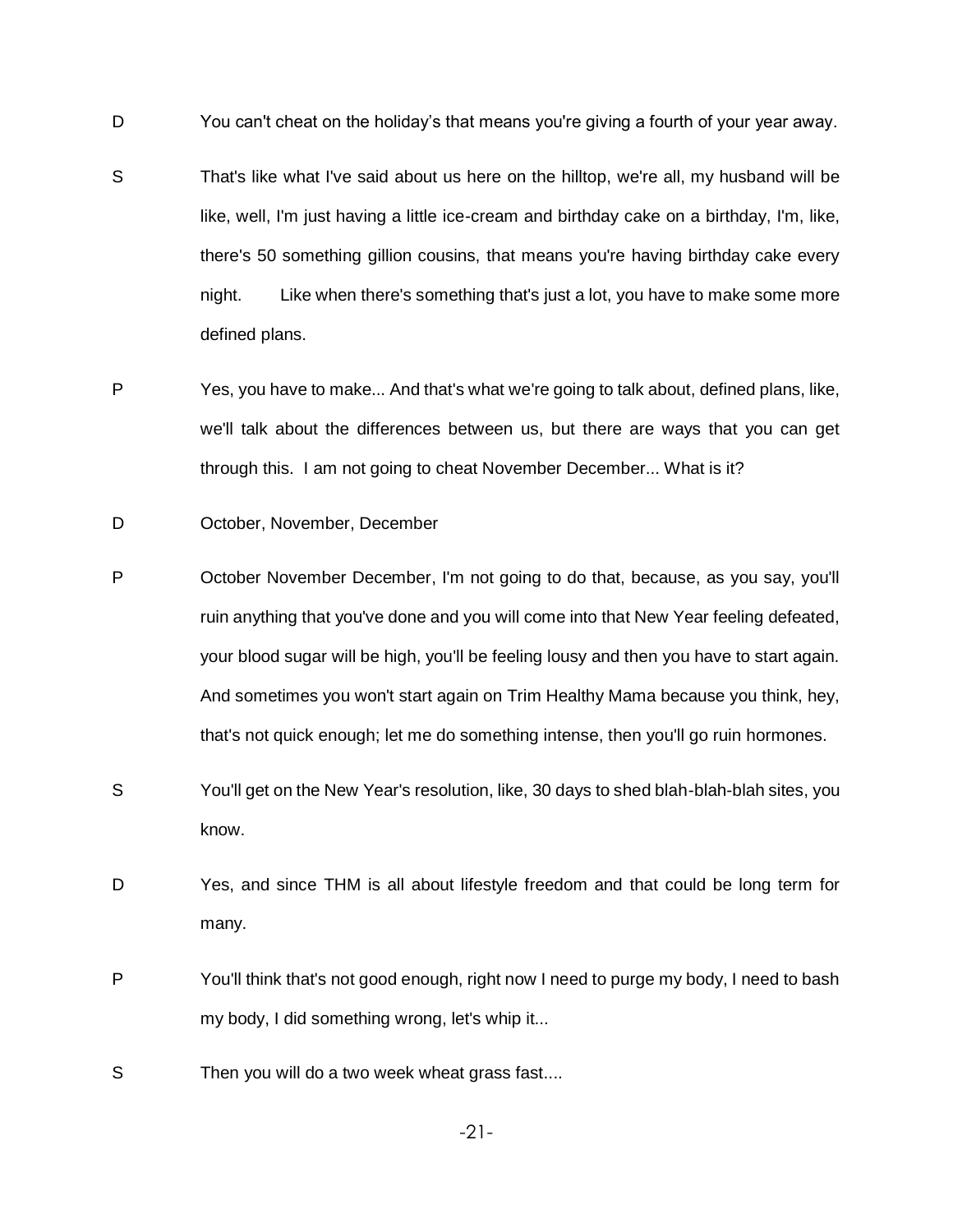D You can't cheat on the holiday's that means you're giving a fourth of your year away.

S That's like what I've said about us here on the hilltop, we're all, my husband will be like, well, I'm just having a little ice-cream and birthday cake on a birthday, I'm, like, there's 50 something gillion cousins, that means you're having birthday cake every night. Like when there's something that's just a lot, you have to make some more defined plans.

P Yes, you have to make... And that's what we're going to talk about, defined plans, like, we'll talk about the differences between us, but there are ways that you can get through this. I am not going to cheat November December... What is it?

D October, November, December

P October November December, I'm not going to do that, because, as you say, you'll ruin anything that you've done and you will come into that New Year feeling defeated, your blood sugar will be high, you'll be feeling lousy and then you have to start again. And sometimes you won't start again on Trim Healthy Mama because you think, hey, that's not quick enough; let me do something intense, then you'll go ruin hormones.

S You'll get on the New Year's resolution, like, 30 days to shed blah-blah-blah sites, you know.

D Yes, and since THM is all about lifestyle freedom and that could be long term for many.

P You'll think that's not good enough, right now I need to purge my body, I need to bash my body, I did something wrong, let's whip it...

S Then you will do a two week wheat grass fast....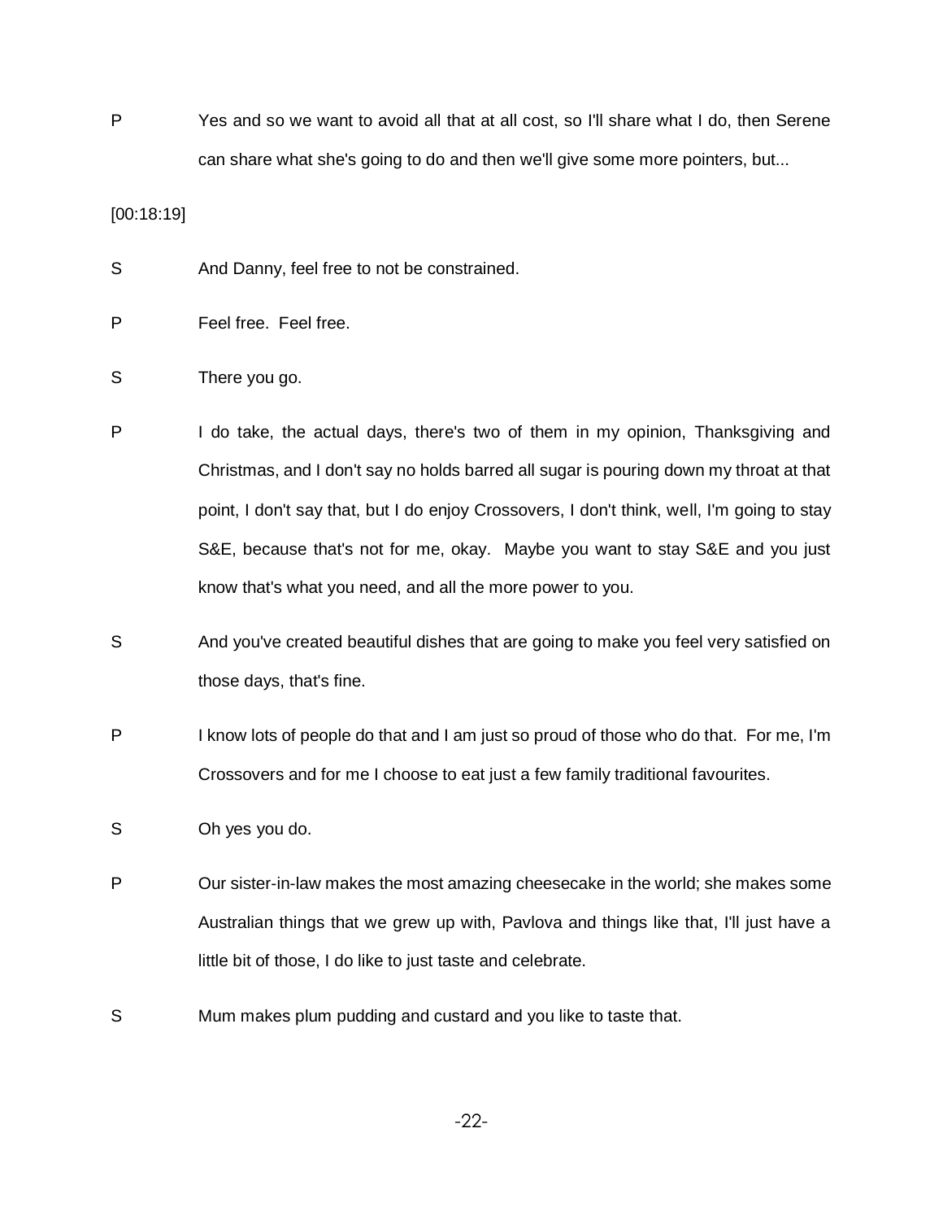P Yes and so we want to avoid all that at all cost, so I'll share what I do, then Serene can share what she's going to do and then we'll give some more pointers, but...

[00:18:19]

S And Danny, feel free to not be constrained.

P Feel free. Feel free.

S There you go.

P I do take, the actual days, there's two of them in my opinion, Thanksgiving and Christmas, and I don't say no holds barred all sugar is pouring down my throat at that point, I don't say that, but I do enjoy Crossovers, I don't think, well, I'm going to stay S&E, because that's not for me, okay. Maybe you want to stay S&E and you just know that's what you need, and all the more power to you.

S And you've created beautiful dishes that are going to make you feel very satisfied on those days, that's fine.

P I know lots of people do that and I am just so proud of those who do that. For me, I'm Crossovers and for me I choose to eat just a few family traditional favourites.

S Oh yes you do.

P Our sister-in-law makes the most amazing cheesecake in the world; she makes some Australian things that we grew up with, Pavlova and things like that, I'll just have a little bit of those, I do like to just taste and celebrate.

S Mum makes plum pudding and custard and you like to taste that.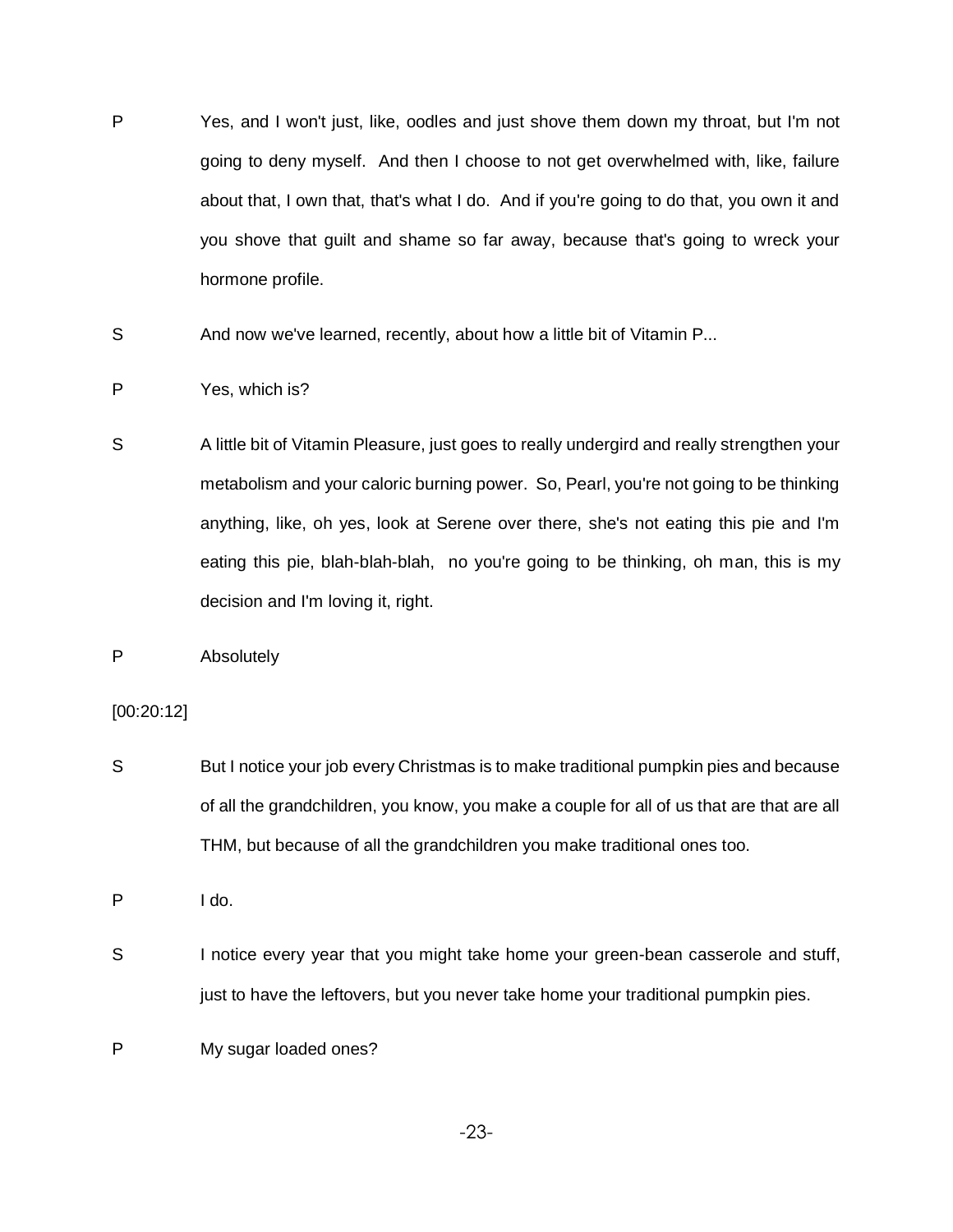P Yes, and I won't just, like, oodles and just shove them down my throat, but I'm not going to deny myself. And then I choose to not get overwhelmed with, like, failure about that, I own that, that's what I do. And if you're going to do that, you own it and you shove that guilt and shame so far away, because that's going to wreck your hormone profile.

S And now we've learned, recently, about how a little bit of Vitamin P...

P Yes, which is?

S A little bit of Vitamin Pleasure, just goes to really undergird and really strengthen your metabolism and your caloric burning power. So, Pearl, you're not going to be thinking anything, like, oh yes, look at Serene over there, she's not eating this pie and I'm eating this pie, blah-blah-blah, no you're going to be thinking, oh man, this is my decision and I'm loving it, right.

P Absolutely

[00:20:12]

S But I notice your job every Christmas is to make traditional pumpkin pies and because of all the grandchildren, you know, you make a couple for all of us that are that are all THM, but because of all the grandchildren you make traditional ones too.

P I do.

S I notice every year that you might take home your green-bean casserole and stuff, just to have the leftovers, but you never take home your traditional pumpkin pies.

P My sugar loaded ones?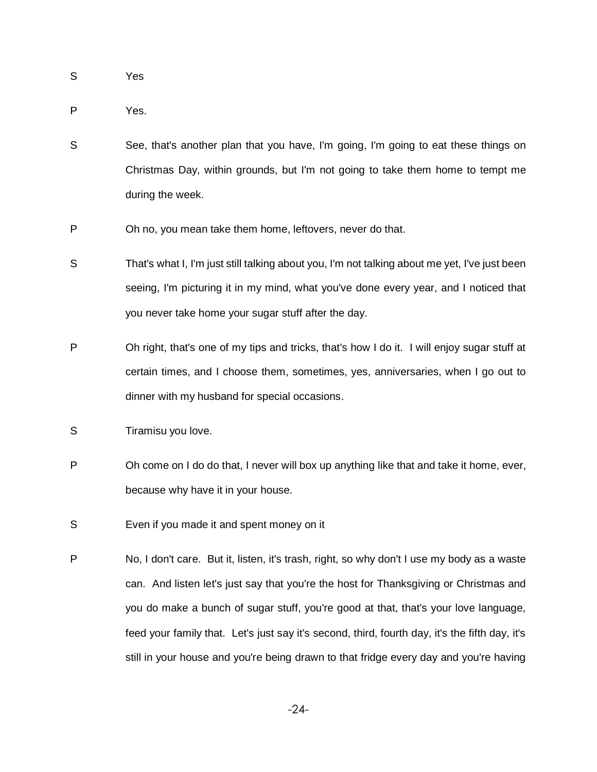S Yes

P Yes.

S See, that's another plan that you have, I'm going, I'm going to eat these things on Christmas Day, within grounds, but I'm not going to take them home to tempt me during the week.

P Oh no, you mean take them home, leftovers, never do that.

S That's what I, I'm just still talking about you, I'm not talking about me yet, I've just been seeing, I'm picturing it in my mind, what you've done every year, and I noticed that you never take home your sugar stuff after the day.

P Oh right, that's one of my tips and tricks, that's how I do it. I will enjoy sugar stuff at certain times, and I choose them, sometimes, yes, anniversaries, when I go out to dinner with my husband for special occasions.

S Tiramisu you love.

P Oh come on I do do that, I never will box up anything like that and take it home, ever, because why have it in your house.

S Even if you made it and spent money on it

P No, I don't care. But it, listen, it's trash, right, so why don't I use my body as a waste can. And listen let's just say that you're the host for Thanksgiving or Christmas and you do make a bunch of sugar stuff, you're good at that, that's your love language, feed your family that. Let's just say it's second, third, fourth day, it's the fifth day, it's still in your house and you're being drawn to that fridge every day and you're having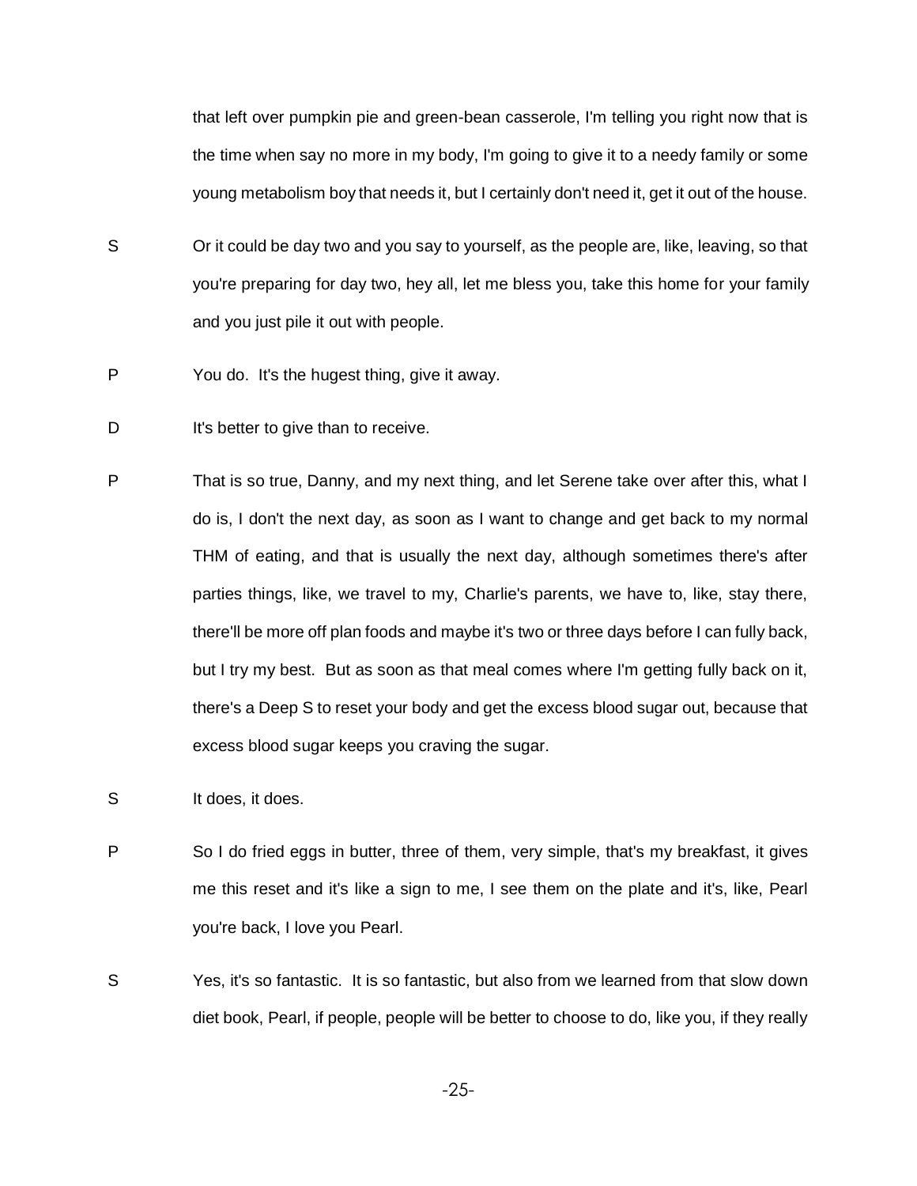that left over pumpkin pie and green-bean casserole, I'm telling you right now that is the time when say no more in my body, I'm going to give it to a needy family or some young metabolism boy that needs it, but I certainly don't need it, get it out of the house.

S Or it could be day two and you say to yourself, as the people are, like, leaving, so that you're preparing for day two, hey all, let me bless you, take this home for your family and you just pile it out with people.

P You do. It's the hugest thing, give it away.

D It's better to give than to receive.

P That is so true, Danny, and my next thing, and let Serene take over after this, what I do is, I don't the next day, as soon as I want to change and get back to my normal THM of eating, and that is usually the next day, although sometimes there's after parties things, like, we travel to my, Charlie's parents, we have to, like, stay there, there'll be more off plan foods and maybe it's two or three days before I can fully back, but I try my best. But as soon as that meal comes where I'm getting fully back on it, there's a Deep S to reset your body and get the excess blood sugar out, because that excess blood sugar keeps you craving the sugar.

S It does, it does.

P So I do fried eggs in butter, three of them, very simple, that's my breakfast, it gives me this reset and it's like a sign to me, I see them on the plate and it's, like, Pearl you're back, I love you Pearl.

S Yes, it's so fantastic. It is so fantastic, but also from we learned from that slow down diet book, Pearl, if people, people will be better to choose to do, like you, if they really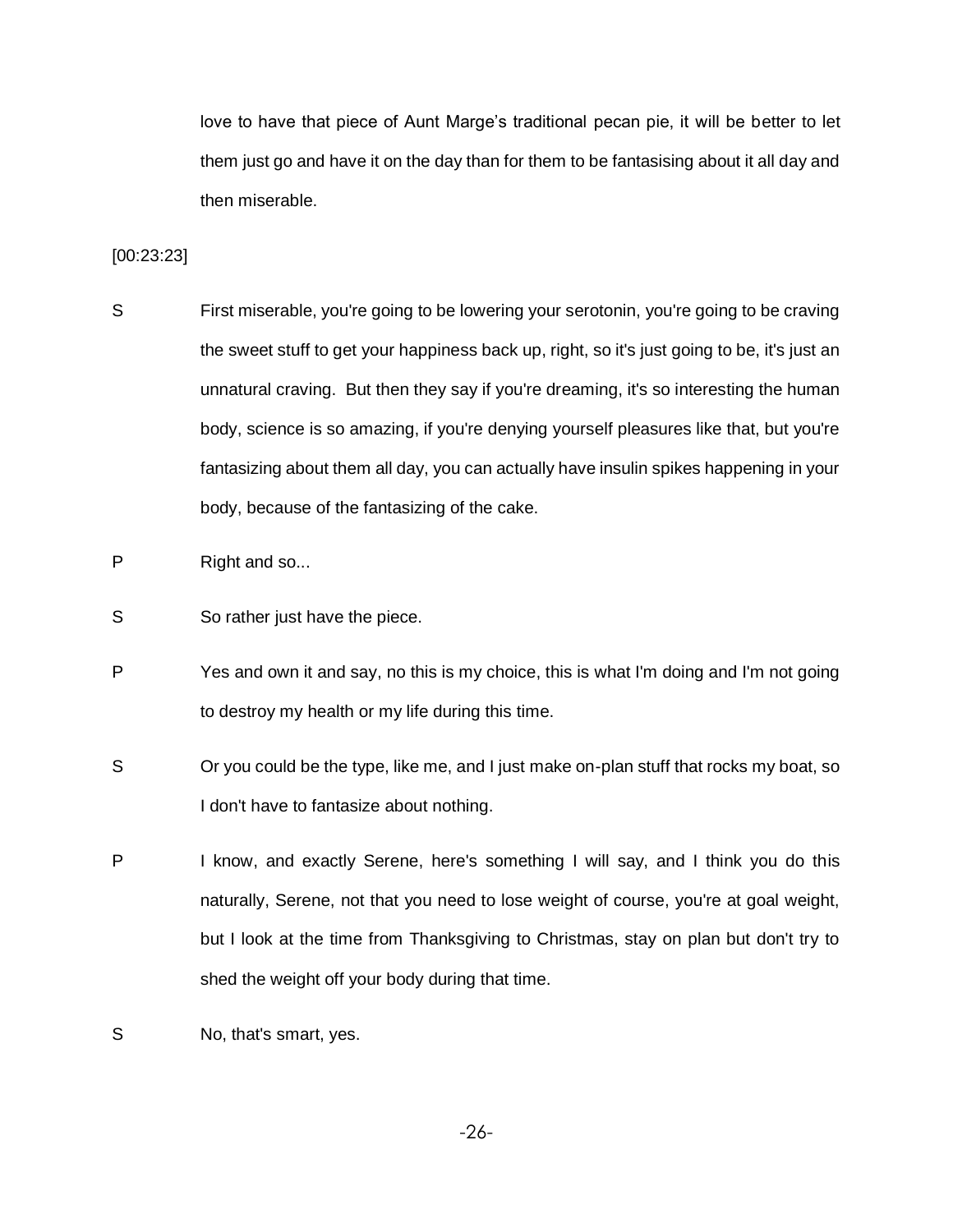love to have that piece of Aunt Marge's traditional pecan pie, it will be better to let them just go and have it on the day than for them to be fantasising about it all day and then miserable.

[00:23:23]

S First miserable, you're going to be lowering your serotonin, you're going to be craving the sweet stuff to get your happiness back up, right, so it's just going to be, it's just an unnatural craving. But then they say if you're dreaming, it's so interesting the human body, science is so amazing, if you're denying yourself pleasures like that, but you're fantasizing about them all day, you can actually have insulin spikes happening in your body, because of the fantasizing of the cake.

P Right and so...

S So rather just have the piece.

P Yes and own it and say, no this is my choice, this is what I'm doing and I'm not going to destroy my health or my life during this time.

S Or you could be the type, like me, and I just make on-plan stuff that rocks my boat, so I don't have to fantasize about nothing.

P I know, and exactly Serene, here's something I will say, and I think you do this naturally, Serene, not that you need to lose weight of course, you're at goal weight, but I look at the time from Thanksgiving to Christmas, stay on plan but don't try to shed the weight off your body during that time.

S No, that's smart, yes.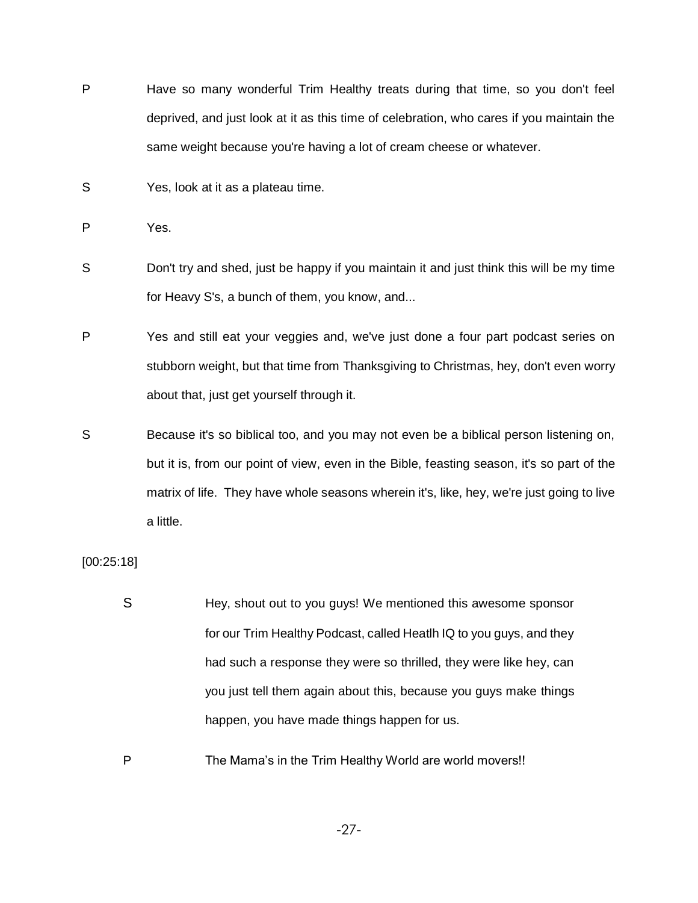P Have so many wonderful Trim Healthy treats during that time, so you don't feel deprived, and just look at it as this time of celebration, who cares if you maintain the same weight because you're having a lot of cream cheese or whatever.

S Yes, look at it as a plateau time.

P Yes.

S Don't try and shed, just be happy if you maintain it and just think this will be my time for Heavy S's, a bunch of them, you know, and...

P Yes and still eat your veggies and, we've just done a four part podcast series on stubborn weight, but that time from Thanksgiving to Christmas, hey, don't even worry about that, just get yourself through it.

S Because it's so biblical too, and you may not even be a biblical person listening on, but it is, from our point of view, even in the Bible, feasting season, it's so part of the matrix of life. They have whole seasons wherein it's, like, hey, we're just going to live a little.

[00:25:18]

S Hey, shout out to you guys! We mentioned this awesome sponsor for our Trim Healthy Podcast, called Heatlh IQ to you guys, and they had such a response they were so thrilled, they were like hey, can you just tell them again about this, because you guys make things happen, you have made things happen for us.

P The Mama's in the Trim Healthy World are world movers!!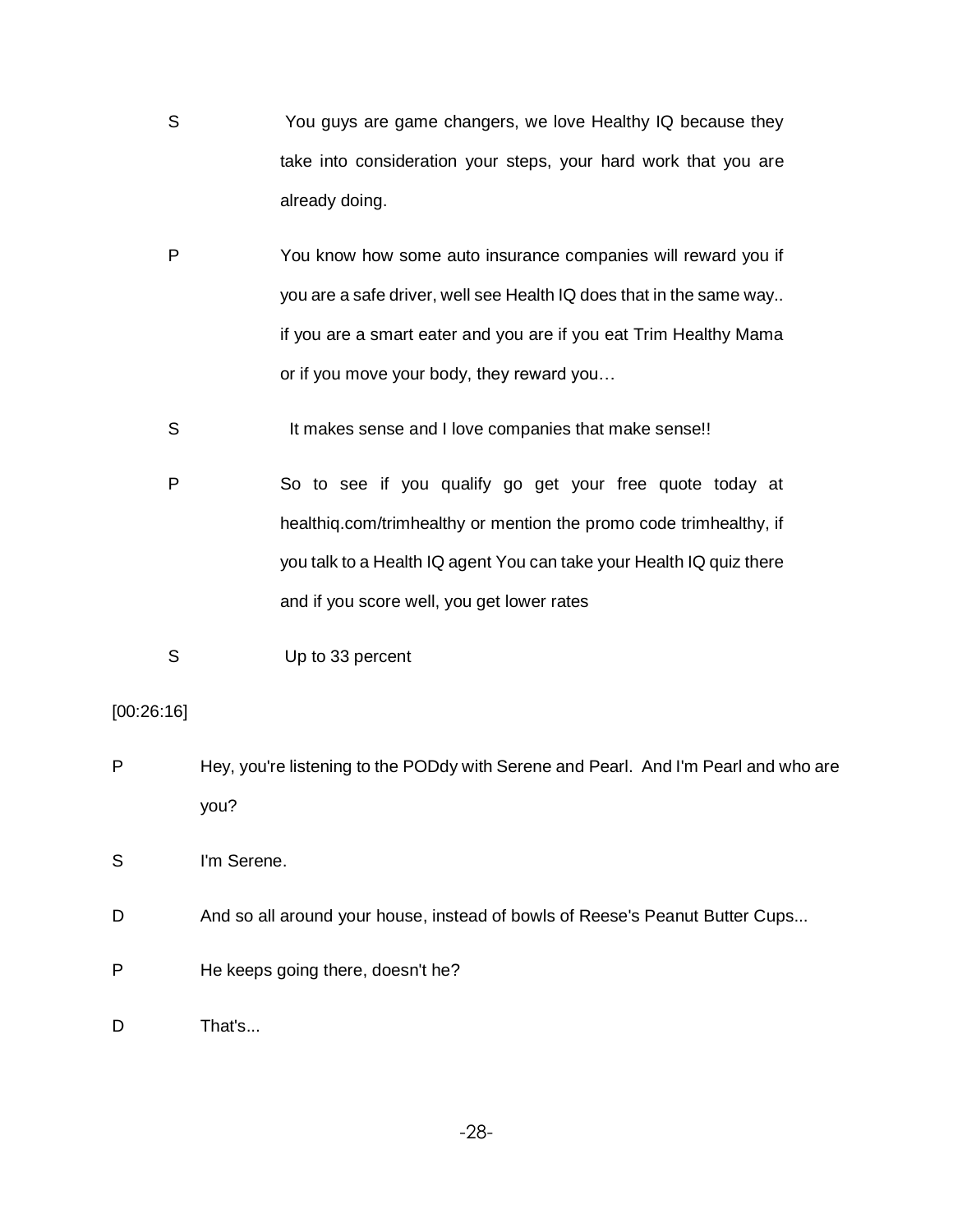S You guys are game changers, we love Healthy IQ because they take into consideration your steps, your hard work that you are already doing.

P You know how some auto insurance companies will reward you if you are a safe driver, well see Health IQ does that in the same way.. if you are a smart eater and you are if you eat Trim Healthy Mama or if you move your body, they reward you…

S It makes sense and I love companies that make sense!!

P So to see if you qualify go get your free quote today at healthiq.com/trimhealthy or mention the promo code trimhealthy, if you talk to a Health IQ agent You can take your Health IQ quiz there and if you score well, you get lower rates

S Up to 33 percent

[00:26:16]

P Hey, you're listening to the PODdy with Serene and Pearl. And I'm Pearl and who are you?

S I'm Serene.

D And so all around your house, instead of bowls of Reese's Peanut Butter Cups...

P He keeps going there, doesn't he?

D That's...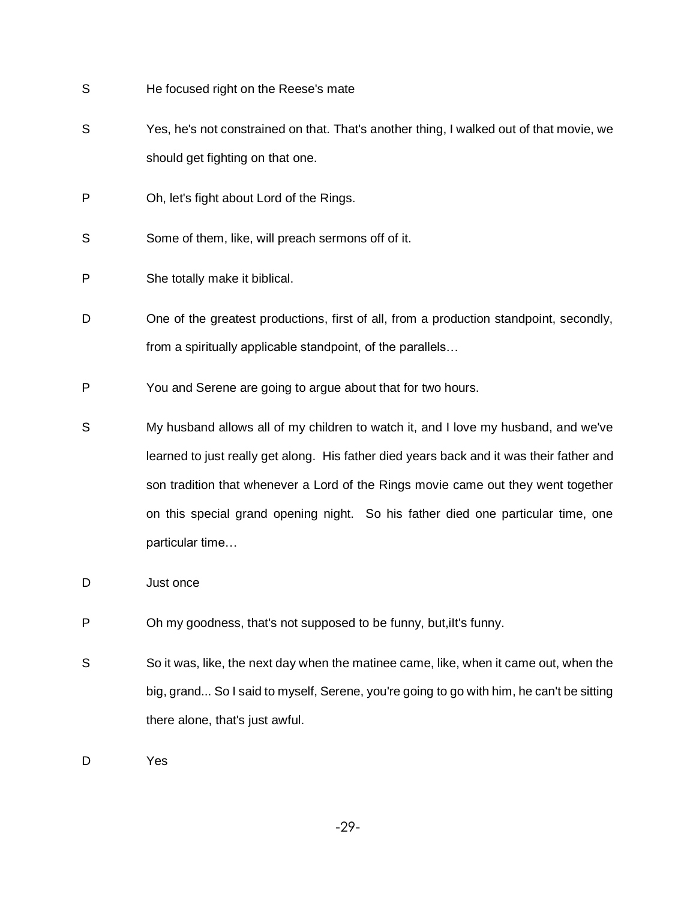S He focused right on the Reese's mate

S Yes, he's not constrained on that. That's another thing, I walked out of that movie, we should get fighting on that one.

P Oh, let's fight about Lord of the Rings.

S Some of them, like, will preach sermons off of it.

P She totally make it biblical.

D One of the greatest productions, first of all, from a production standpoint, secondly, from a spiritually applicable standpoint, of the parallels…

P You and Serene are going to argue about that for two hours.

S My husband allows all of my children to watch it, and I love my husband, and we've learned to just really get along. His father died years back and it was their father and son tradition that whenever a Lord of the Rings movie came out they went together on this special grand opening night. So his father died one particular time, one particular time…

D Just once

P Oh my goodness, that's not supposed to be funny, but,iIt's funny.

S So it was, like, the next day when the matinee came, like, when it came out, when the big, grand... So I said to myself, Serene, you're going to go with him, he can't be sitting there alone, that's just awful.

D Yes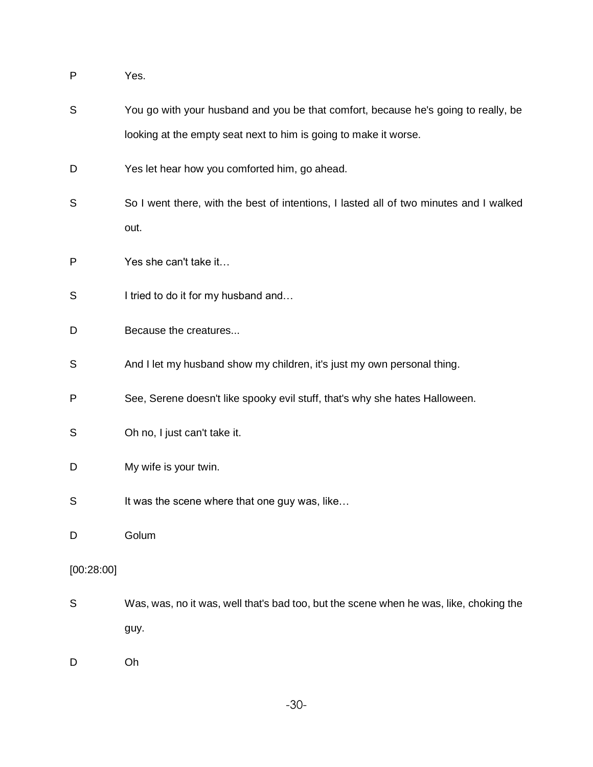P Yes.

S You go with your husband and you be that comfort, because he's going to really, be looking at the empty seat next to him is going to make it worse.

D Yes let hear how you comforted him, go ahead.

S So I went there, with the best of intentions, I lasted all of two minutes and I walked out.

P Yes she can't take it…

S I tried to do it for my husband and…

D Because the creatures...

S And I let my husband show my children, it's just my own personal thing.

P See, Serene doesn't like spooky evil stuff, that's why she hates Halloween.

S Oh no, I just can't take it.

D My wife is your twin.

S It was the scene where that one guy was, like…

D Golum

[00:28:00]

S Was, was, no it was, well that's bad too, but the scene when he was, like, choking the guy.

D Oh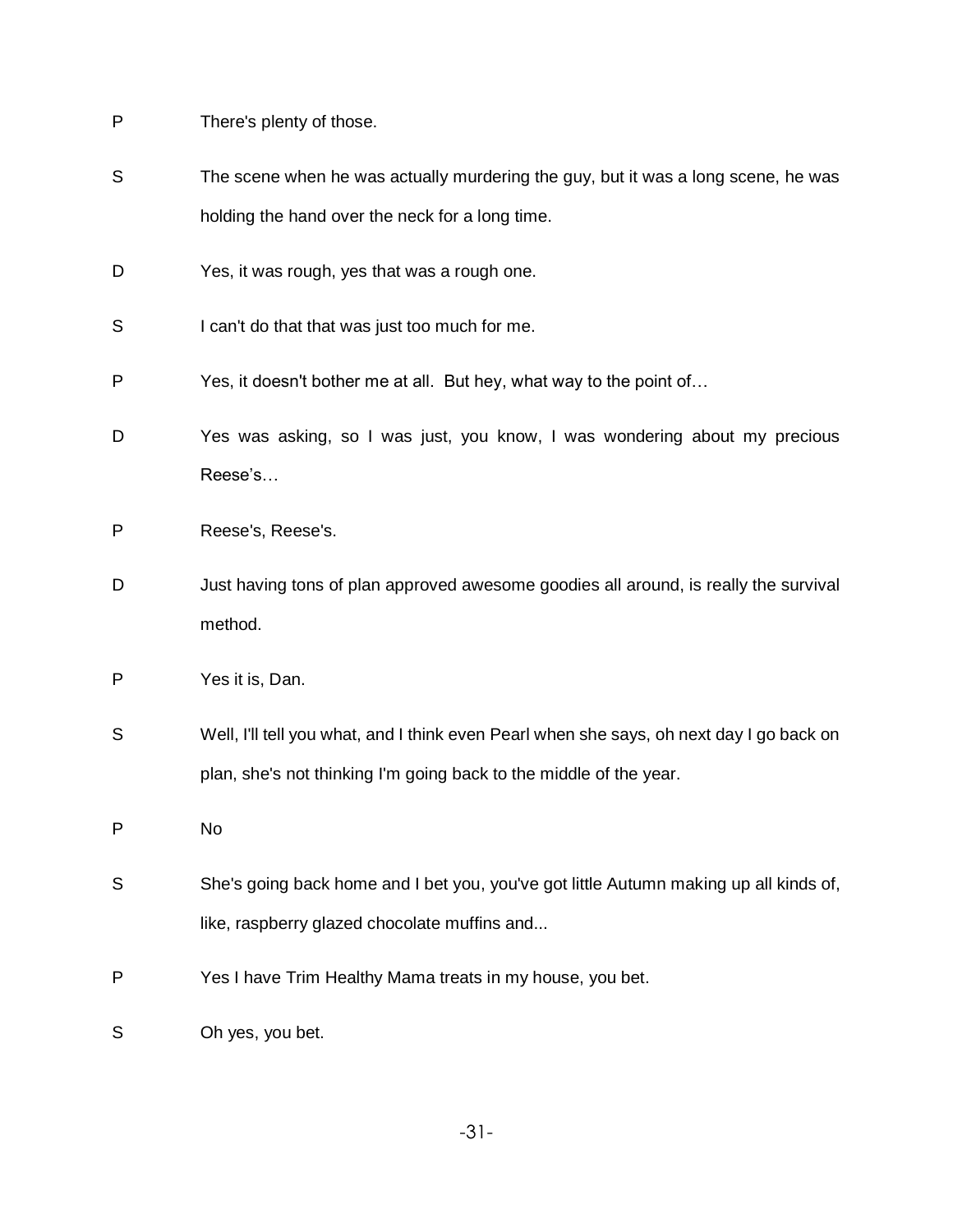P There's plenty of those.

S The scene when he was actually murdering the guy, but it was a long scene, he was holding the hand over the neck for a long time.

D Yes, it was rough, yes that was a rough one.

S I can't do that that was just too much for me.

P Yes, it doesn't bother me at all. But hey, what way to the point of…

D Yes was asking, so I was just, you know, I was wondering about my precious Reese's…

P Reese's, Reese's.

D Just having tons of plan approved awesome goodies all around, is really the survival method.

P Yes it is, Dan.

S Well, I'll tell you what, and I think even Pearl when she says, oh next day I go back on plan, she's not thinking I'm going back to the middle of the year.

P No

S She's going back home and I bet you, you've got little Autumn making up all kinds of, like, raspberry glazed chocolate muffins and...

P Yes I have Trim Healthy Mama treats in my house, you bet.

S Oh yes, you bet.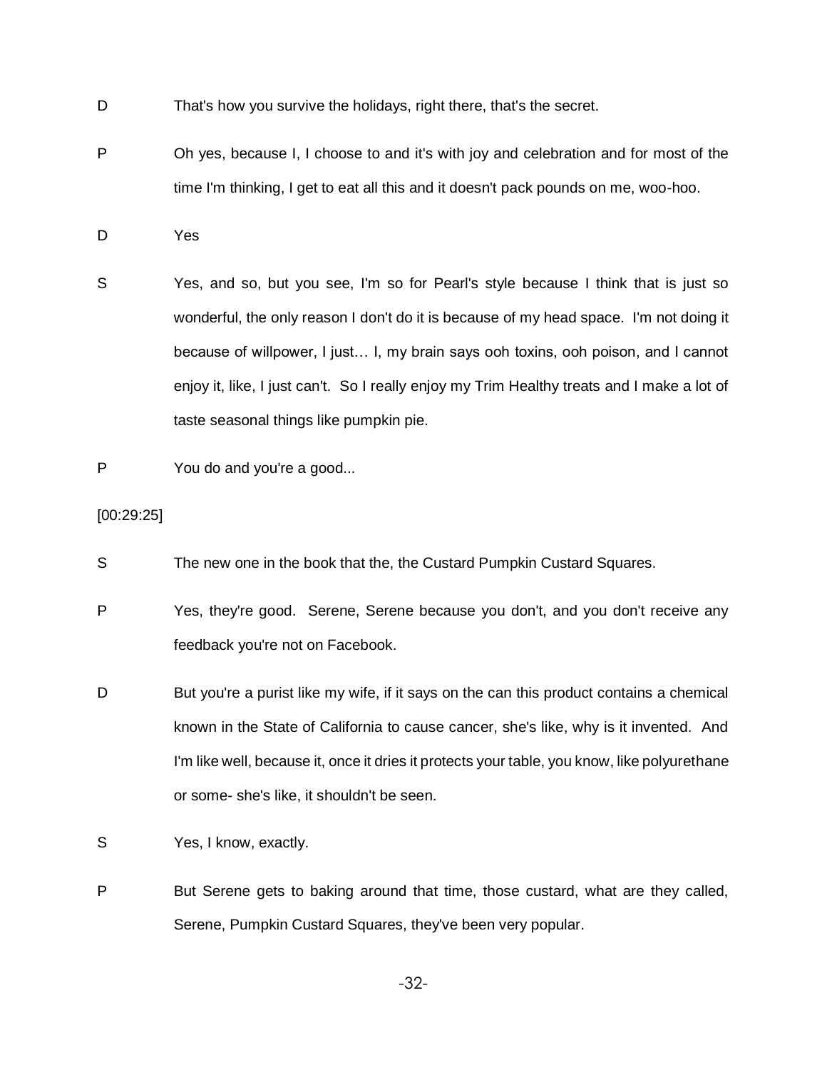D That's how you survive the holidays, right there, that's the secret.

P Oh yes, because I, I choose to and it's with joy and celebration and for most of the time I'm thinking, I get to eat all this and it doesn't pack pounds on me, woo-hoo.

D Yes

S Yes, and so, but you see, I'm so for Pearl's style because I think that is just so wonderful, the only reason I don't do it is because of my head space. I'm not doing it because of willpower, I just… I, my brain says ooh toxins, ooh poison, and I cannot enjoy it, like, I just can't. So I really enjoy my Trim Healthy treats and I make a lot of taste seasonal things like pumpkin pie.

P You do and you're a good...

[00:29:25]

S The new one in the book that the, the Custard Pumpkin Custard Squares.

P Yes, they're good. Serene, Serene because you don't, and you don't receive any feedback you're not on Facebook.

D But you're a purist like my wife, if it says on the can this product contains a chemical known in the State of California to cause cancer, she's like, why is it invented. And I'm like well, because it, once it dries it protects your table, you know, like polyurethane or some- she's like, it shouldn't be seen.

S Yes, I know, exactly.

P But Serene gets to baking around that time, those custard, what are they called, Serene, Pumpkin Custard Squares, they've been very popular.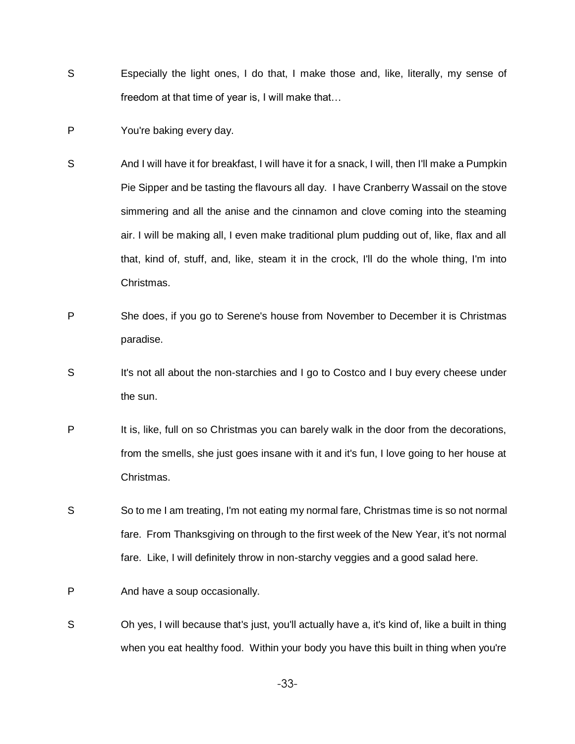S Especially the light ones, I do that, I make those and, like, literally, my sense of freedom at that time of year is, I will make that…

P You're baking every day.

S And I will have it for breakfast, I will have it for a snack, I will, then I'll make a Pumpkin Pie Sipper and be tasting the flavours all day. I have Cranberry Wassail on the stove simmering and all the anise and the cinnamon and clove coming into the steaming air. I will be making all, I even make traditional plum pudding out of, like, flax and all that, kind of, stuff, and, like, steam it in the crock, I'll do the whole thing, I'm into Christmas.

P She does, if you go to Serene's house from November to December it is Christmas paradise.

S It's not all about the non-starchies and I go to Costco and I buy every cheese under the sun.

P It is, like, full on so Christmas you can barely walk in the door from the decorations, from the smells, she just goes insane with it and it's fun, I love going to her house at Christmas.

S So to me I am treating, I'm not eating my normal fare, Christmas time is so not normal fare. From Thanksgiving on through to the first week of the New Year, it's not normal fare. Like, I will definitely throw in non-starchy veggies and a good salad here.

P And have a soup occasionally.

S Oh yes, I will because that's just, you'll actually have a, it's kind of, like a built in thing when you eat healthy food. Within your body you have this built in thing when you're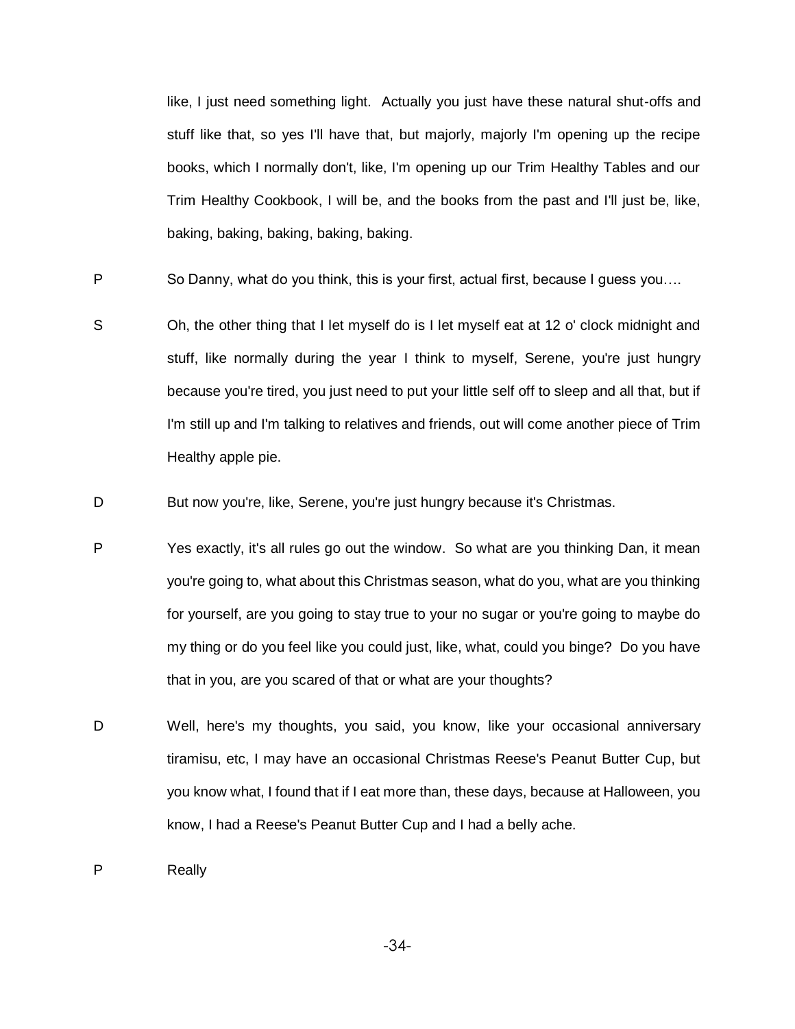like, I just need something light. Actually you just have these natural shut-offs and stuff like that, so yes I'll have that, but majorly, majorly I'm opening up the recipe books, which I normally don't, like, I'm opening up our Trim Healthy Tables and our Trim Healthy Cookbook, I will be, and the books from the past and I'll just be, like, baking, baking, baking, baking, baking.

P So Danny, what do you think, this is your first, actual first, because I guess you….

S Oh, the other thing that I let myself do is I let myself eat at 12 o' clock midnight and stuff, like normally during the year I think to myself, Serene, you're just hungry because you're tired, you just need to put your little self off to sleep and all that, but if I'm still up and I'm talking to relatives and friends, out will come another piece of Trim Healthy apple pie.

D But now you're, like, Serene, you're just hungry because it's Christmas.

P Yes exactly, it's all rules go out the window. So what are you thinking Dan, it mean you're going to, what about this Christmas season, what do you, what are you thinking for yourself, are you going to stay true to your no sugar or you're going to maybe do my thing or do you feel like you could just, like, what, could you binge? Do you have that in you, are you scared of that or what are your thoughts?

D Well, here's my thoughts, you said, you know, like your occasional anniversary tiramisu, etc, I may have an occasional Christmas Reese's Peanut Butter Cup, but you know what, I found that if I eat more than, these days, because at Halloween, you know, I had a Reese's Peanut Butter Cup and I had a belly ache.

P Really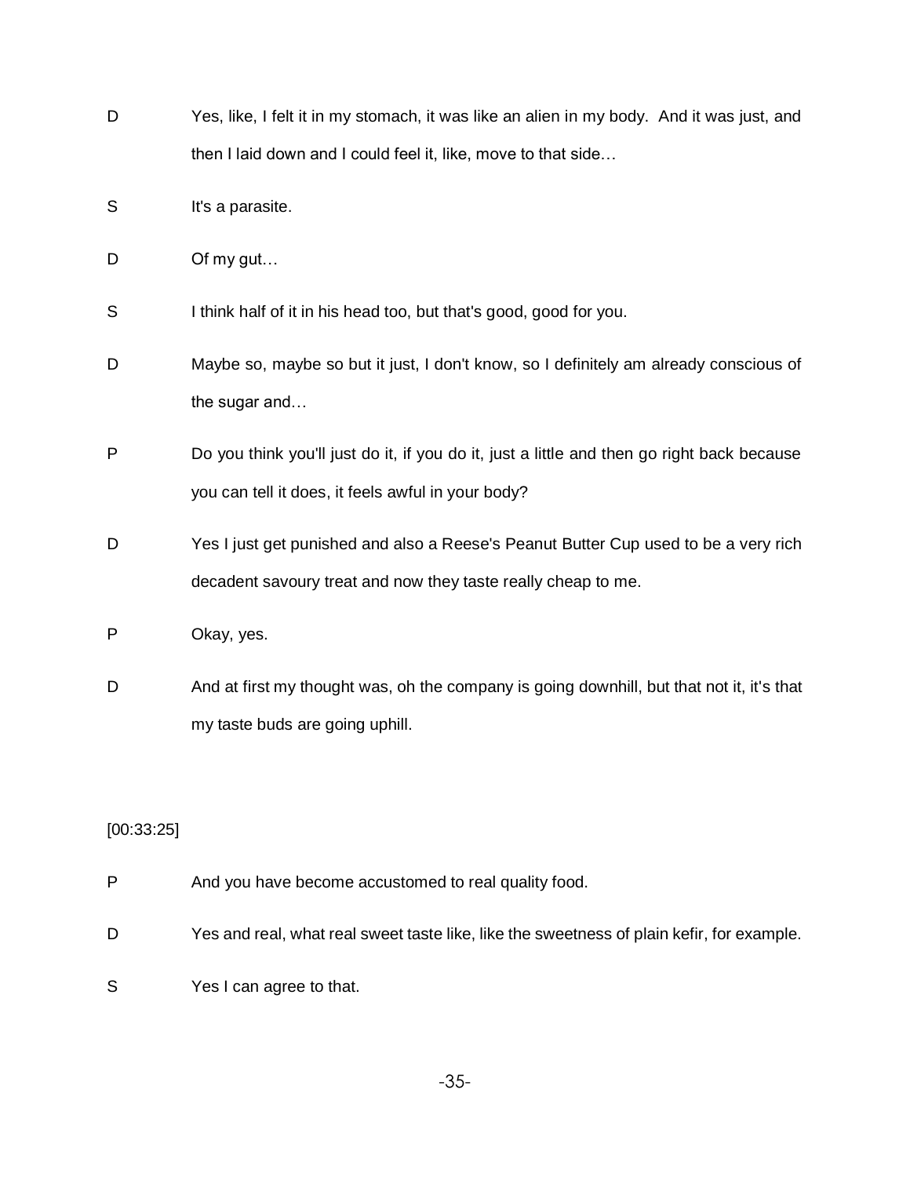D Yes, like, I felt it in my stomach, it was like an alien in my body. And it was just, and then I laid down and I could feel it, like, move to that side…

S It's a parasite.

D Of my gut…

S I think half of it in his head too, but that's good, good for you.

D Maybe so, maybe so but it just, I don't know, so I definitely am already conscious of the sugar and…

P Do you think you'll just do it, if you do it, just a little and then go right back because you can tell it does, it feels awful in your body?

D Yes I just get punished and also a Reese's Peanut Butter Cup used to be a very rich decadent savoury treat and now they taste really cheap to me.

P Okay, yes.

D And at first my thought was, oh the company is going downhill, but that not it, it's that my taste buds are going uphill.

[00:33:25]

P And you have become accustomed to real quality food.

D Yes and real, what real sweet taste like, like the sweetness of plain kefir, for example.

S Yes I can agree to that.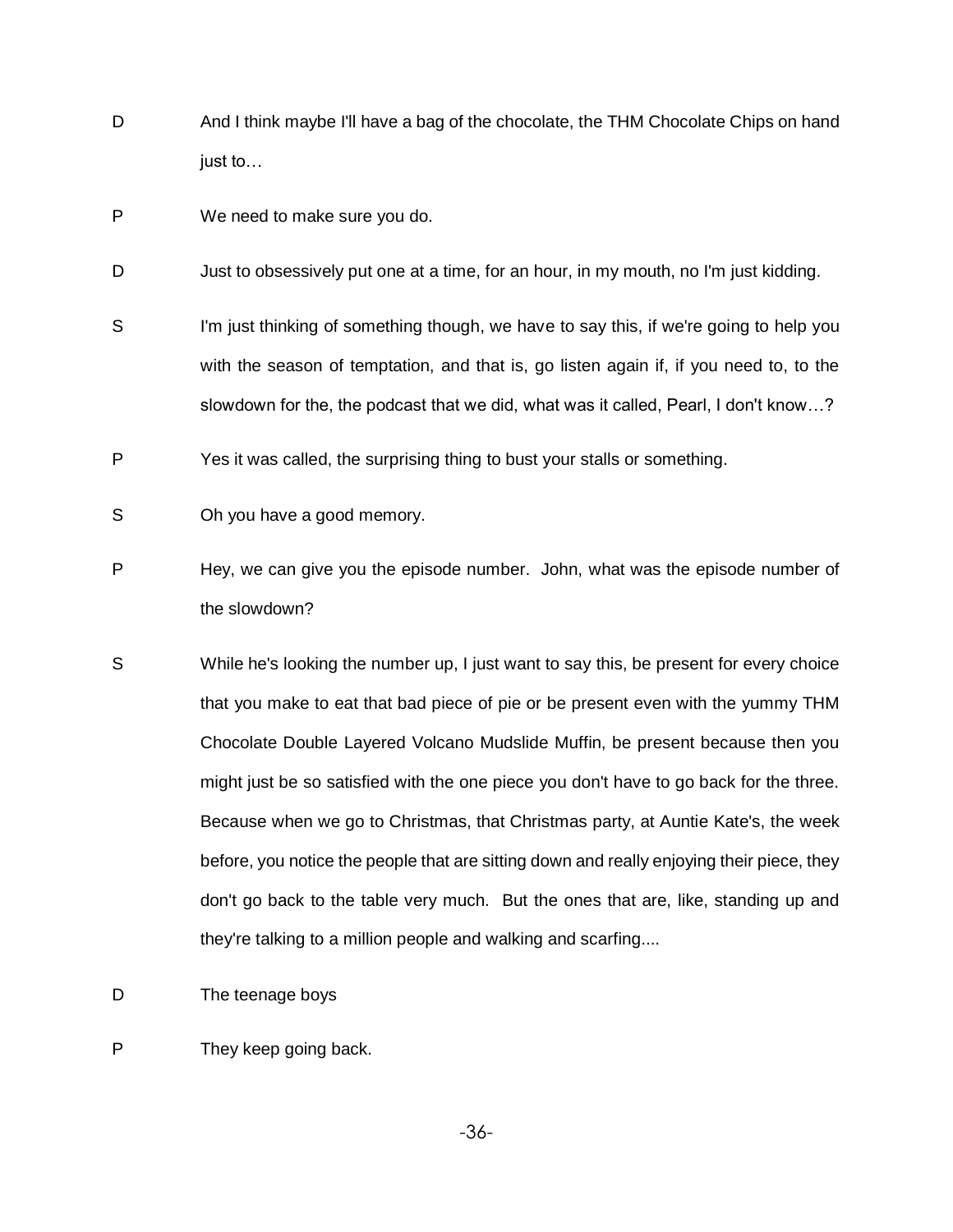D	And I think maybe I'll have a bag of the chocolate, the THM Chocolate Chips on hand just to…

P	We need to make sure you do.

D	Just to obsessively put one at a time, for an hour, in my mouth, no I'm just kidding.

S	I'm just thinking of something though, we have to say this, if we're going to help you with the season of temptation, and that is, go listen again if, if you need to, to the slowdown for the, the podcast that we did, what was it called, Pearl, I don't know…?

P	Yes it was called, the surprising thing to bust your stalls or something.

S	Oh you have a good memory.

P	Hey, we can give you the episode number. John, what was the episode number of the slowdown?

S	While he's looking the number up, I just want to say this, be present for every choice that you make to eat that bad piece of pie or be present even with the yummy THM Chocolate Double Layered Volcano Mudslide Muffin, be present because then you might just be so satisfied with the one piece you don't have to go back for the three. Because when we go to Christmas, that Christmas party, at Auntie Kate's, the week before, you notice the people that are sitting down and really enjoying their piece, they don't go back to the table very much. But the ones that are, like, standing up and they're talking to a million people and walking and scarfing....

D	The teenage boys

P	They keep going back.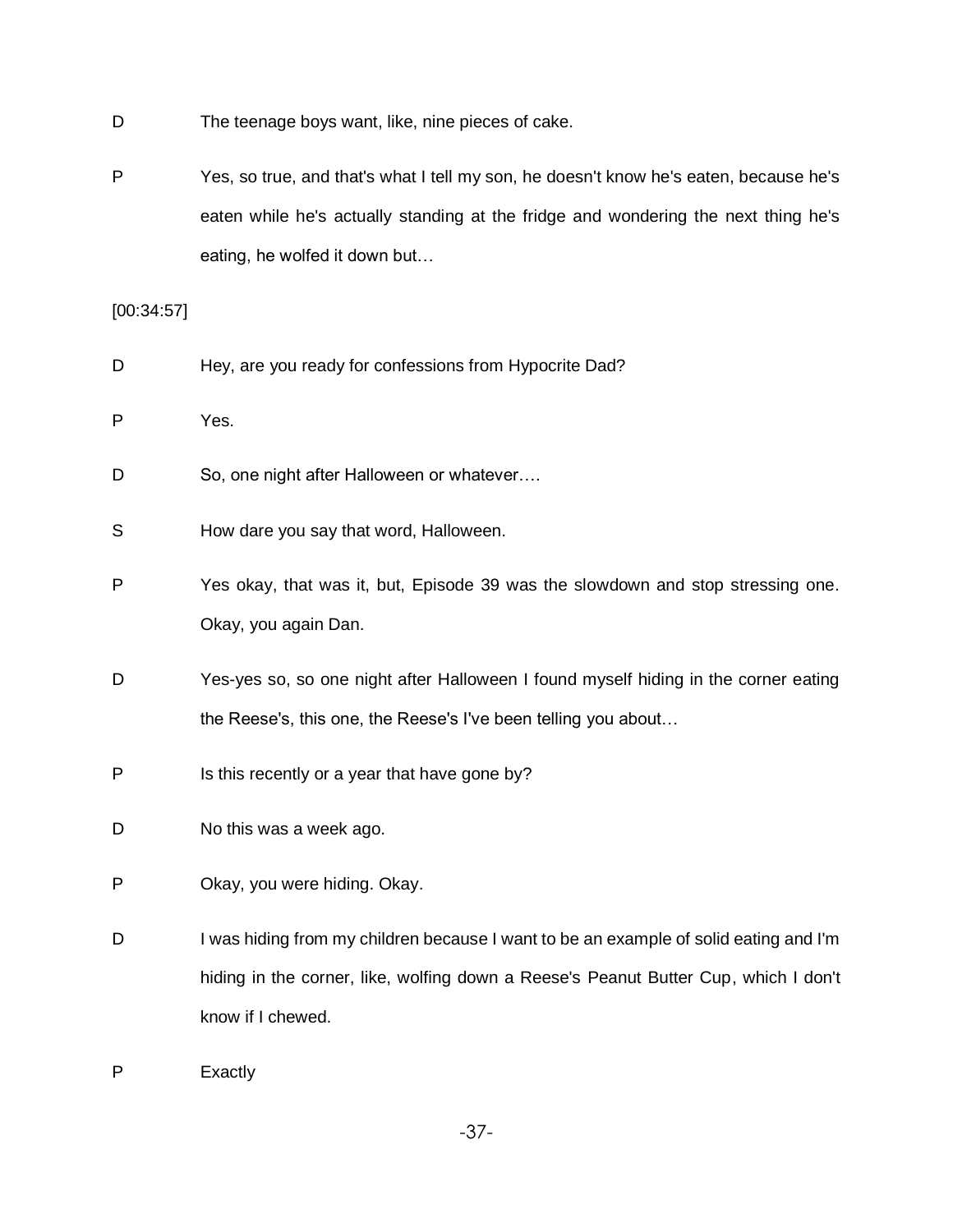D The teenage boys want, like, nine pieces of cake.

P Yes, so true, and that's what I tell my son, he doesn't know he's eaten, because he's eaten while he's actually standing at the fridge and wondering the next thing he's eating, he wolfed it down but…

[00:34:57]

D Hey, are you ready for confessions from Hypocrite Dad?

P Yes.

D So, one night after Halloween or whatever….

S How dare you say that word, Halloween.

P Yes okay, that was it, but, Episode 39 was the slowdown and stop stressing one. Okay, you again Dan.

D Yes-yes so, so one night after Halloween I found myself hiding in the corner eating the Reese's, this one, the Reese's I've been telling you about…

P Is this recently or a year that have gone by?

D No this was a week ago.

P Okay, you were hiding. Okay.

D I was hiding from my children because I want to be an example of solid eating and I'm hiding in the corner, like, wolfing down a Reese's Peanut Butter Cup, which I don't know if I chewed.

P Exactly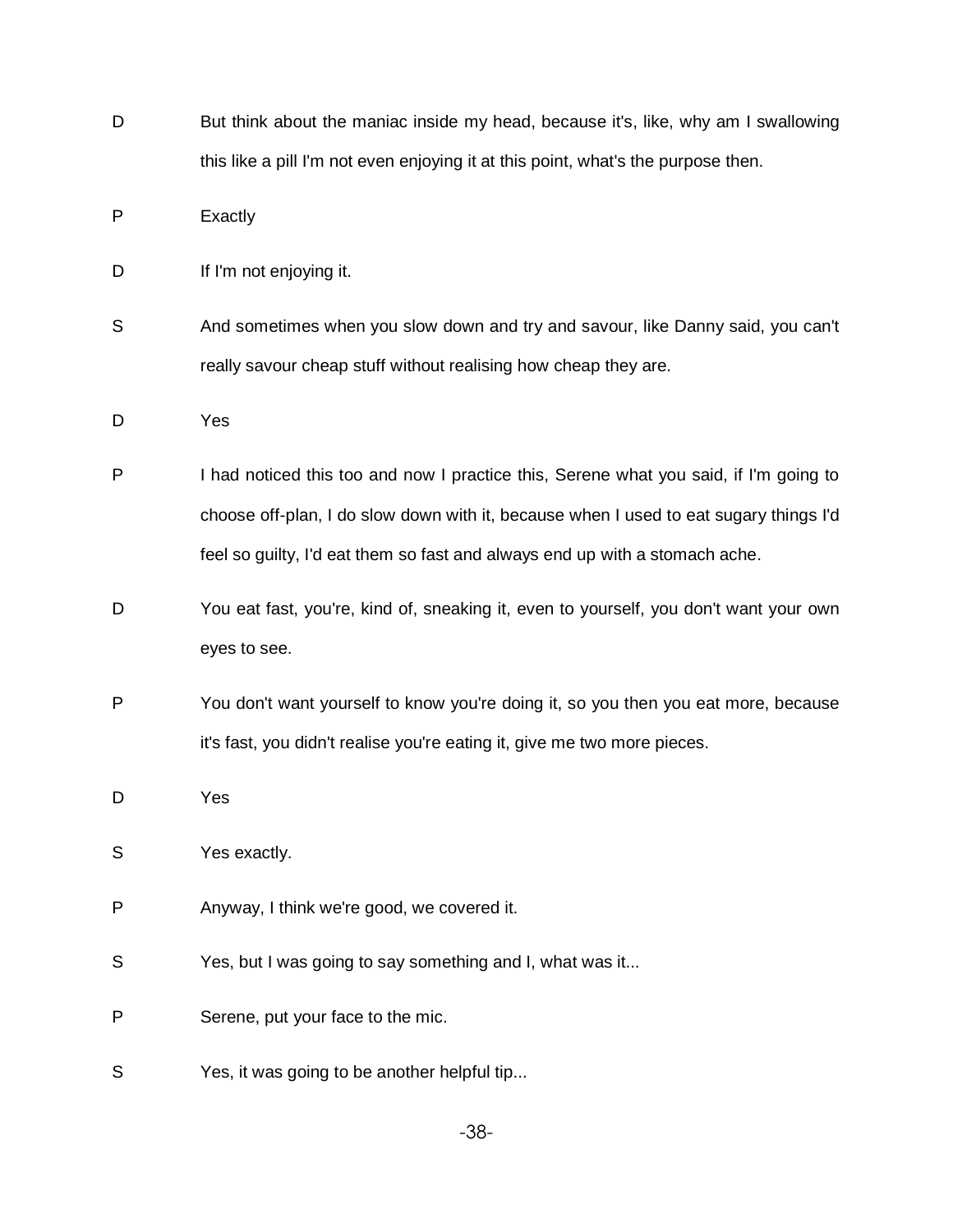D But think about the maniac inside my head, because it's, like, why am I swallowing this like a pill I'm not even enjoying it at this point, what's the purpose then.

P Exactly

D If I'm not enjoying it.

S And sometimes when you slow down and try and savour, like Danny said, you can't really savour cheap stuff without realising how cheap they are.

D Yes

P I had noticed this too and now I practice this, Serene what you said, if I'm going to choose off-plan, I do slow down with it, because when I used to eat sugary things I'd feel so guilty, I'd eat them so fast and always end up with a stomach ache.

D You eat fast, you're, kind of, sneaking it, even to yourself, you don't want your own eyes to see.

P You don't want yourself to know you're doing it, so you then you eat more, because it's fast, you didn't realise you're eating it, give me two more pieces.

D Yes

S Yes exactly.

P Anyway, I think we're good, we covered it.

S Yes, but I was going to say something and I, what was it...

P Serene, put your face to the mic.

S Yes, it was going to be another helpful tip...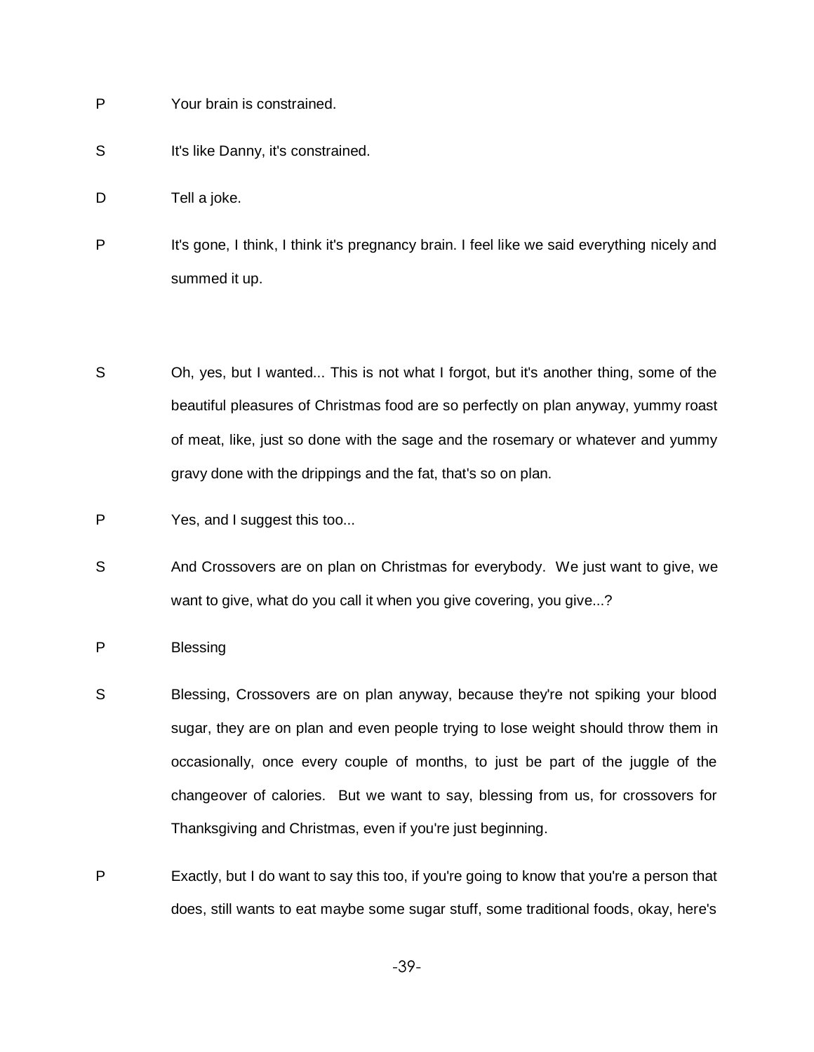P	Your brain is constrained.

S	It's like Danny, it's constrained.

D	Tell a joke.

P	It's gone, I think, I think it's pregnancy brain. I feel like we said everything nicely and summed it up.

S	Oh, yes, but I wanted... This is not what I forgot, but it's another thing, some of the beautiful pleasures of Christmas food are so perfectly on plan anyway, yummy roast of meat, like, just so done with the sage and the rosemary or whatever and yummy gravy done with the drippings and the fat, that's so on plan.

P	Yes, and I suggest this too...

S	And Crossovers are on plan on Christmas for everybody. We just want to give, we want to give, what do you call it when you give covering, you give...?

P	Blessing

S	Blessing, Crossovers are on plan anyway, because they're not spiking your blood sugar, they are on plan and even people trying to lose weight should throw them in occasionally, once every couple of months, to just be part of the juggle of the changeover of calories. But we want to say, blessing from us, for crossovers for Thanksgiving and Christmas, even if you're just beginning.

P	Exactly, but I do want to say this too, if you're going to know that you're a person that does, still wants to eat maybe some sugar stuff, some traditional foods, okay, here's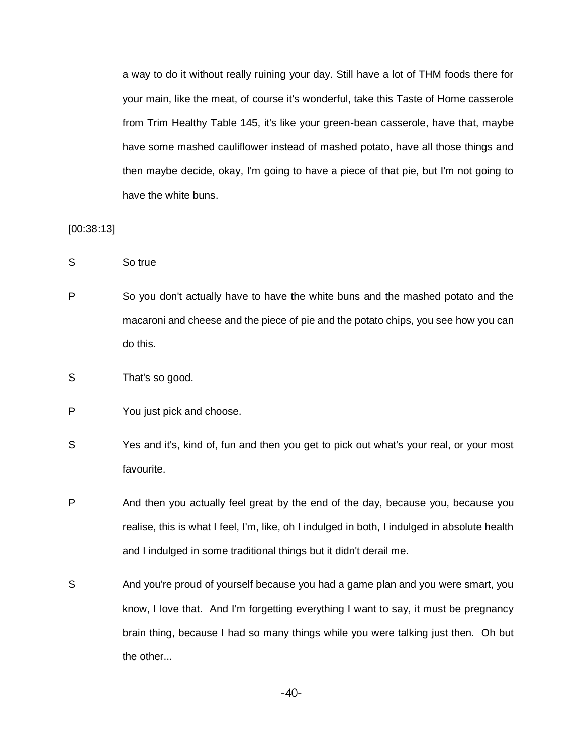a way to do it without really ruining your day. Still have a lot of THM foods there for your main, like the meat, of course it's wonderful, take this Taste of Home casserole from Trim Healthy Table 145, it's like your green-bean casserole, have that, maybe have some mashed cauliflower instead of mashed potato, have all those things and then maybe decide, okay, I'm going to have a piece of that pie, but I'm not going to have the white buns.

[00:38:13]

S So true

P So you don't actually have to have the white buns and the mashed potato and the macaroni and cheese and the piece of pie and the potato chips, you see how you can do this.

S That's so good.

P You just pick and choose.

S Yes and it's, kind of, fun and then you get to pick out what's your real, or your most favourite.

P And then you actually feel great by the end of the day, because you, because you realise, this is what I feel, I'm, like, oh I indulged in both, I indulged in absolute health and I indulged in some traditional things but it didn't derail me.

S And you're proud of yourself because you had a game plan and you were smart, you know, I love that. And I'm forgetting everything I want to say, it must be pregnancy brain thing, because I had so many things while you were talking just then. Oh but the other...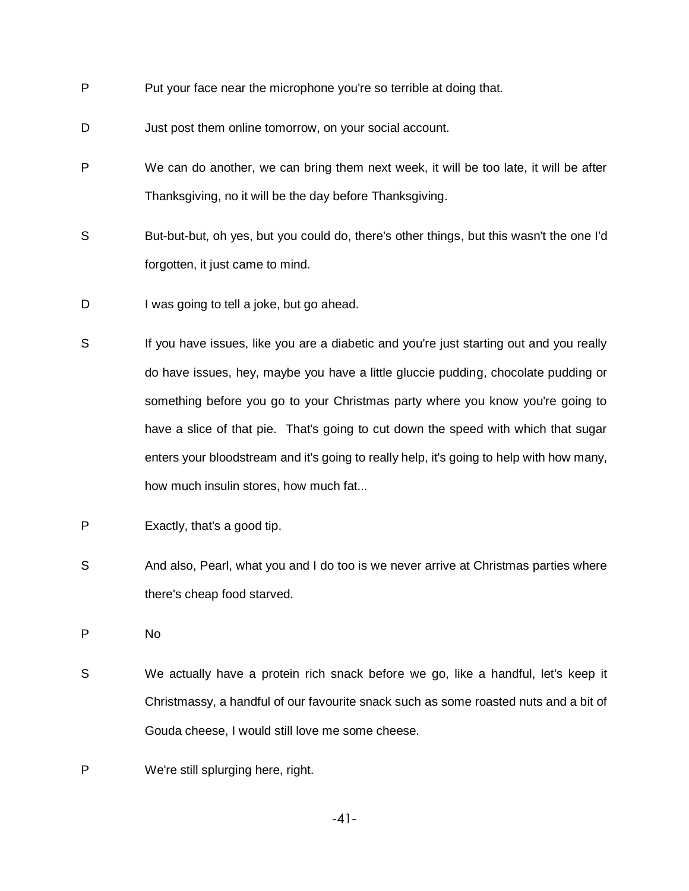P Put your face near the microphone you're so terrible at doing that.

D Just post them online tomorrow, on your social account.

P We can do another, we can bring them next week, it will be too late, it will be after Thanksgiving, no it will be the day before Thanksgiving.

S But-but-but, oh yes, but you could do, there's other things, but this wasn't the one I'd forgotten, it just came to mind.

D I was going to tell a joke, but go ahead.

S If you have issues, like you are a diabetic and you're just starting out and you really do have issues, hey, maybe you have a little gluccie pudding, chocolate pudding or something before you go to your Christmas party where you know you're going to have a slice of that pie. That's going to cut down the speed with which that sugar enters your bloodstream and it's going to really help, it's going to help with how many, how much insulin stores, how much fat...

P Exactly, that's a good tip.

S And also, Pearl, what you and I do too is we never arrive at Christmas parties where there's cheap food starved.

P No

S We actually have a protein rich snack before we go, like a handful, let's keep it Christmassy, a handful of our favourite snack such as some roasted nuts and a bit of Gouda cheese, I would still love me some cheese.

P We're still splurging here, right.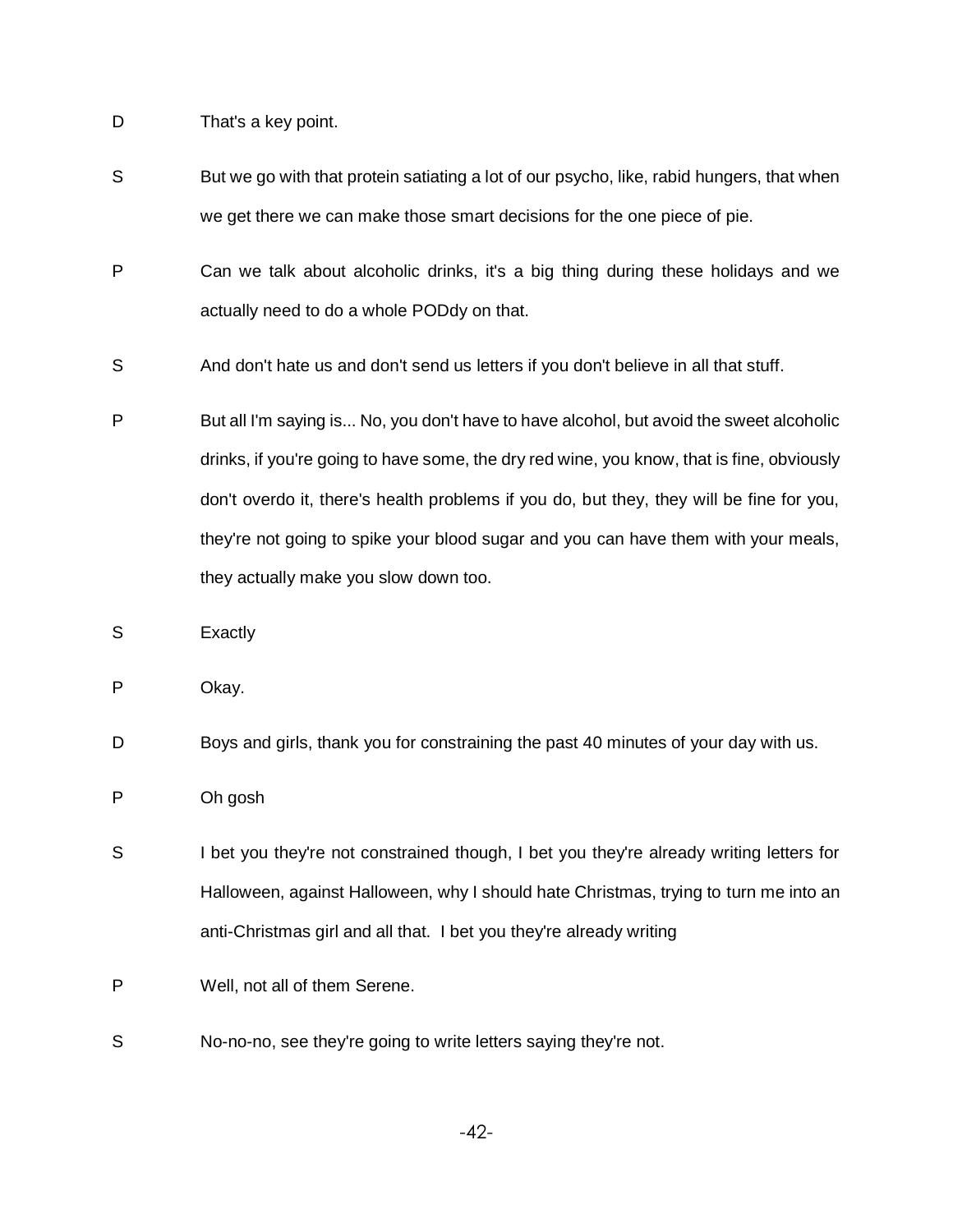D That's a key point.

S But we go with that protein satiating a lot of our psycho, like, rabid hungers, that when we get there we can make those smart decisions for the one piece of pie.

P Can we talk about alcoholic drinks, it's a big thing during these holidays and we actually need to do a whole PODdy on that.

S And don't hate us and don't send us letters if you don't believe in all that stuff.

P But all I'm saying is... No, you don't have to have alcohol, but avoid the sweet alcoholic drinks, if you're going to have some, the dry red wine, you know, that is fine, obviously don't overdo it, there's health problems if you do, but they, they will be fine for you, they're not going to spike your blood sugar and you can have them with your meals, they actually make you slow down too.

S Exactly

P Okay.

D Boys and girls, thank you for constraining the past 40 minutes of your day with us.

P Oh gosh

S I bet you they're not constrained though, I bet you they're already writing letters for Halloween, against Halloween, why I should hate Christmas, trying to turn me into an anti-Christmas girl and all that. I bet you they're already writing

P Well, not all of them Serene.

S No-no-no, see they're going to write letters saying they're not.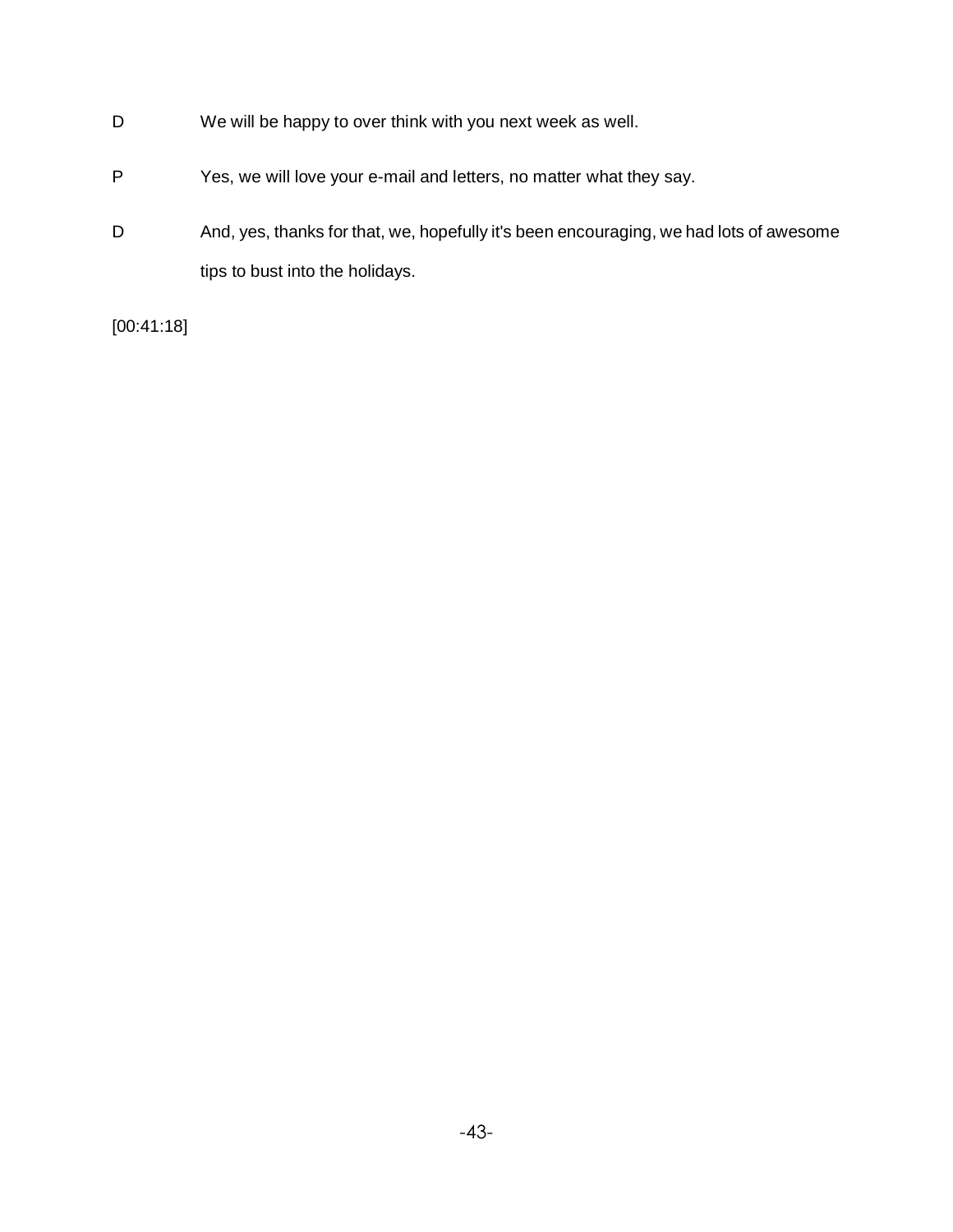D We will be happy to over think with you next week as well.

P Yes, we will love your e-mail and letters, no matter what they say.

D And, yes, thanks for that, we, hopefully it's been encouraging, we had lots of awesome tips to bust into the holidays.

[00:41:18]